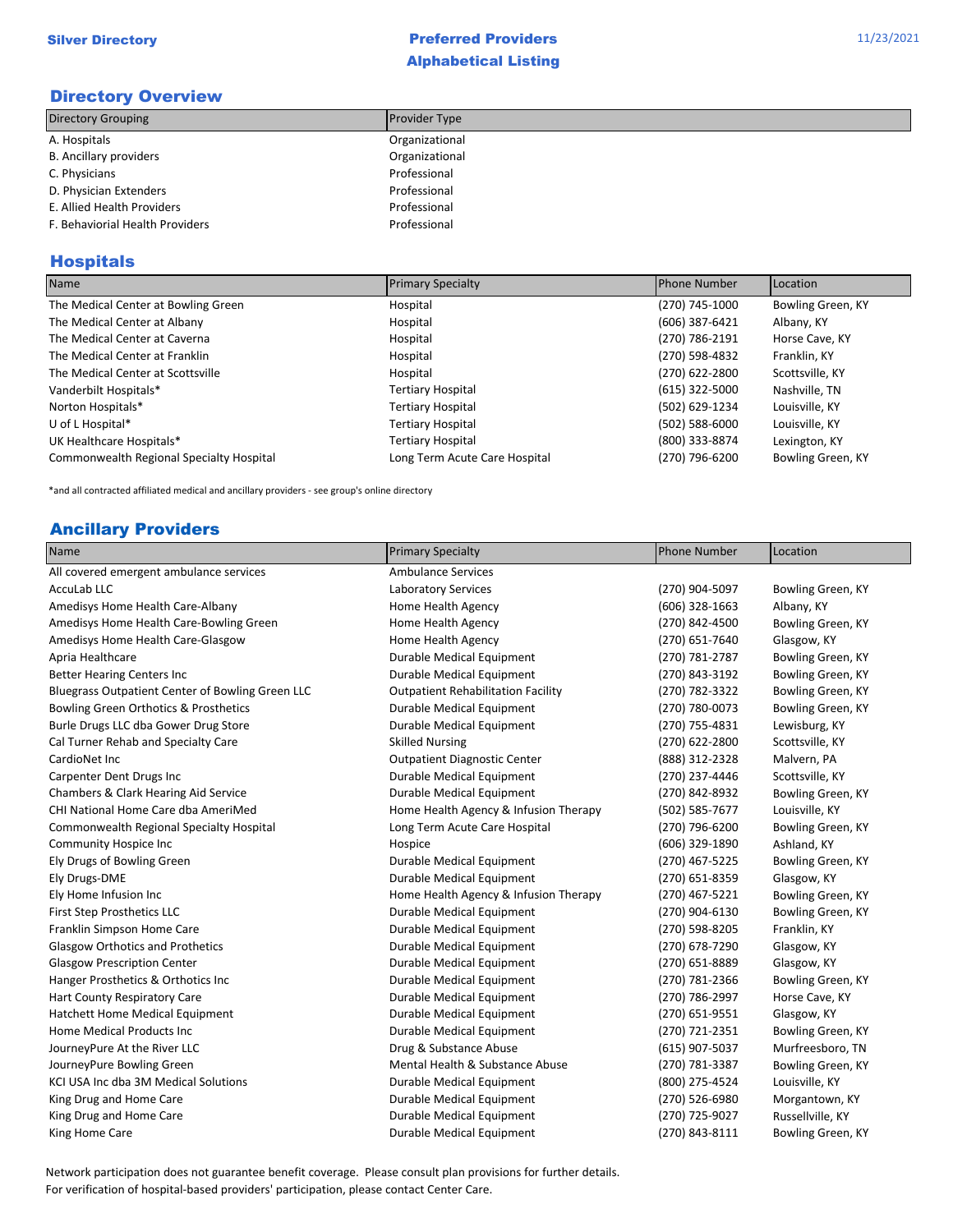Silver Directory

# Preferred Providers
## Alphabetical Listing

11/23/2021

## Directory Overview

| Directory Grouping | Provider Type |
|---|---|
| A. Hospitals | Organizational |
| B. Ancillary providers | Organizational |
| C. Physicians | Professional |
| D. Physician Extenders | Professional |
| E. Allied Health Providers | Professional |
| F. Behaviorial Health Providers | Professional |

## Hospitals

| Name | Primary Specialty | Phone Number | Location |
|---|---|---|---|
| The Medical Center at Bowling Green | Hospital | (270) 745-1000 | Bowling Green, KY |
| The Medical Center at Albany | Hospital | (606) 387-6421 | Albany, KY |
| The Medical Center at Caverna | Hospital | (270) 786-2191 | Horse Cave, KY |
| The Medical Center at Franklin | Hospital | (270) 598-4832 | Franklin, KY |
| The Medical Center at Scottsville | Hospital | (270) 622-2800 | Scottsville, KY |
| Vanderbilt Hospitals* | Tertiary Hospital | (615) 322-5000 | Nashville, TN |
| Norton Hospitals* | Tertiary Hospital | (502) 629-1234 | Louisville, KY |
| U of L Hospital* | Tertiary Hospital | (502) 588-6000 | Louisville, KY |
| UK Healthcare Hospitals* | Tertiary Hospital | (800) 333-8874 | Lexington, KY |
| Commonwealth Regional Specialty Hospital | Long Term Acute Care Hospital | (270) 796-6200 | Bowling Green, KY |

*and all contracted affiliated medical and ancillary providers - see group's online directory

## Ancillary Providers

| Name | Primary Specialty | Phone Number | Location |
|---|---|---|---|
| All covered emergent ambulance services | Ambulance Services | | |
| AccuLab LLC | Laboratory Services | (270) 904-5097 | Bowling Green, KY |
| Amedisys Home Health Care-Albany | Home Health Agency | (606) 328-1663 | Albany, KY |
| Amedisys Home Health Care-Bowling Green | Home Health Agency | (270) 842-4500 | Bowling Green, KY |
| Amedisys Home Health Care-Glasgow | Home Health Agency | (270) 651-7640 | Glasgow, KY |
| Apria Healthcare | Durable Medical Equipment | (270) 781-2787 | Bowling Green, KY |
| Better Hearing Centers Inc | Durable Medical Equipment | (270) 843-3192 | Bowling Green, KY |
| Bluegrass Outpatient Center of Bowling Green LLC | Outpatient Rehabilitation Facility | (270) 782-3322 | Bowling Green, KY |
| Bowling Green Orthotics & Prosthetics | Durable Medical Equipment | (270) 780-0073 | Bowling Green, KY |
| Burle Drugs LLC dba Gower Drug Store | Durable Medical Equipment | (270) 755-4831 | Lewisburg, KY |
| Cal Turner Rehab and Specialty Care | Skilled Nursing | (270) 622-2800 | Scottsville, KY |
| CardioNet Inc | Outpatient Diagnostic Center | (888) 312-2328 | Malvern, PA |
| Carpenter Dent Drugs Inc | Durable Medical Equipment | (270) 237-4446 | Scottsville, KY |
| Chambers & Clark Hearing Aid Service | Durable Medical Equipment | (270) 842-8932 | Bowling Green, KY |
| CHI National Home Care dba AmeriMed | Home Health Agency & Infusion Therapy | (502) 585-7677 | Louisville, KY |
| Commonwealth Regional Specialty Hospital | Long Term Acute Care Hospital | (270) 796-6200 | Bowling Green, KY |
| Community Hospice Inc | Hospice | (606) 329-1890 | Ashland, KY |
| Ely Drugs of Bowling Green | Durable Medical Equipment | (270) 467-5225 | Bowling Green, KY |
| Ely Drugs-DME | Durable Medical Equipment | (270) 651-8359 | Glasgow, KY |
| Ely Home Infusion Inc | Home Health Agency & Infusion Therapy | (270) 467-5221 | Bowling Green, KY |
| First Step Prosthetics LLC | Durable Medical Equipment | (270) 904-6130 | Bowling Green, KY |
| Franklin Simpson Home Care | Durable Medical Equipment | (270) 598-8205 | Franklin, KY |
| Glasgow Orthotics and Prothetics | Durable Medical Equipment | (270) 678-7290 | Glasgow, KY |
| Glasgow Prescription Center | Durable Medical Equipment | (270) 651-8889 | Glasgow, KY |
| Hanger Prosthetics & Orthotics Inc | Durable Medical Equipment | (270) 781-2366 | Bowling Green, KY |
| Hart County Respiratory Care | Durable Medical Equipment | (270) 786-2997 | Horse Cave, KY |
| Hatchett Home Medical Equipment | Durable Medical Equipment | (270) 651-9551 | Glasgow, KY |
| Home Medical Products Inc | Durable Medical Equipment | (270) 721-2351 | Bowling Green, KY |
| JourneyPure At the River LLC | Drug & Substance Abuse | (615) 907-5037 | Murfreesboro, TN |
| JourneyPure Bowling Green | Mental Health & Substance Abuse | (270) 781-3387 | Bowling Green, KY |
| KCI USA Inc dba 3M Medical Solutions | Durable Medical Equipment | (800) 275-4524 | Louisville, KY |
| King Drug and Home Care | Durable Medical Equipment | (270) 526-6980 | Morgantown, KY |
| King Drug and Home Care | Durable Medical Equipment | (270) 725-9027 | Russellville, KY |
| King Home Care | Durable Medical Equipment | (270) 843-8111 | Bowling Green, KY |

Network participation does not guarantee benefit coverage. Please consult plan provisions for further details.
For verification of hospital-based providers' participation, please contact Center Care.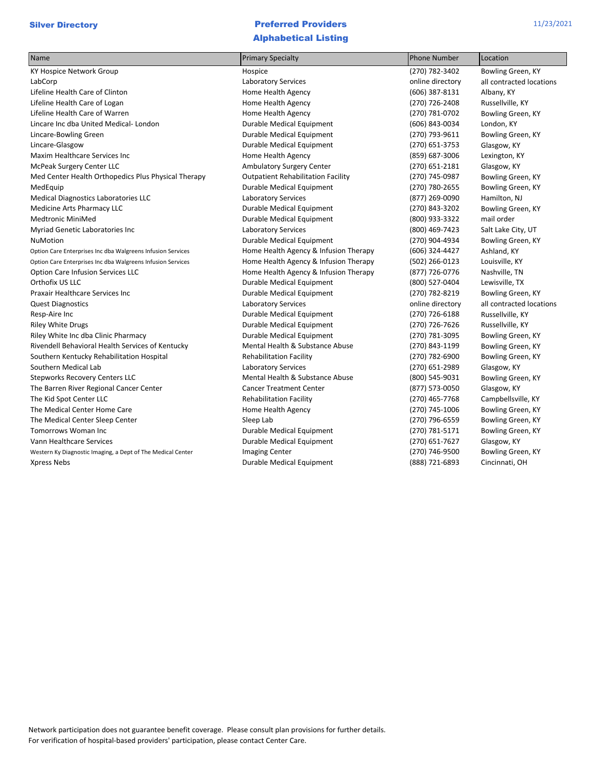**Silver Directory**

# Preferred Providers
## Alphabetical Listing

11/23/2021

| Name | Primary Specialty | Phone Number | Location |
|---|---|---|---|
| KY Hospice Network Group | Hospice | (270) 782-3402 | Bowling Green, KY |
| LabCorp | Laboratory Services | online directory | all contracted locations |
| Lifeline Health Care of Clinton | Home Health Agency | (606) 387-8131 | Albany, KY |
| Lifeline Health Care of Logan | Home Health Agency | (270) 726-2408 | Russellville, KY |
| Lifeline Health Care of Warren | Home Health Agency | (270) 781-0702 | Bowling Green, KY |
| Lincare Inc dba United Medical- London | Durable Medical Equipment | (606) 843-0034 | London, KY |
| Lincare-Bowling Green | Durable Medical Equipment | (270) 793-9611 | Bowling Green, KY |
| Lincare-Glasgow | Durable Medical Equipment | (270) 651-3753 | Glasgow, KY |
| Maxim Healthcare Services Inc | Home Health Agency | (859) 687-3006 | Lexington, KY |
| McPeak Surgery Center LLC | Ambulatory Surgery Center | (270) 651-2181 | Glasgow, KY |
| Med Center Health Orthopedics Plus Physical Therapy | Outpatient Rehabilitation Facility | (270) 745-0987 | Bowling Green, KY |
| MedEquip | Durable Medical Equipment | (270) 780-2655 | Bowling Green, KY |
| Medical Diagnostics Laboratories LLC | Laboratory Services | (877) 269-0090 | Hamilton, NJ |
| Medicine Arts Pharmacy LLC | Durable Medical Equipment | (270) 843-3202 | Bowling Green, KY |
| Medtronic MiniMed | Durable Medical Equipment | (800) 933-3322 | mail order |
| Myriad Genetic Laboratories Inc | Laboratory Services | (800) 469-7423 | Salt Lake City, UT |
| NuMotion | Durable Medical Equipment | (270) 904-4934 | Bowling Green, KY |
| Option Care Enterprises Inc dba Walgreens Infusion Services | Home Health Agency & Infusion Therapy | (606) 324-4427 | Ashland, KY |
| Option Care Enterprises Inc dba Walgreens Infusion Services | Home Health Agency & Infusion Therapy | (502) 266-0123 | Louisville, KY |
| Option Care Infusion Services LLC | Home Health Agency & Infusion Therapy | (877) 726-0776 | Nashville, TN |
| Orthofix US LLC | Durable Medical Equipment | (800) 527-0404 | Lewisville, TX |
| Praxair Healthcare Services Inc | Durable Medical Equipment | (270) 782-8219 | Bowling Green, KY |
| Quest Diagnostics | Laboratory Services | online directory | all contracted locations |
| Resp-Aire Inc | Durable Medical Equipment | (270) 726-6188 | Russellville, KY |
| Riley White Drugs | Durable Medical Equipment | (270) 726-7626 | Russellville, KY |
| Riley White Inc dba Clinic Pharmacy | Durable Medical Equipment | (270) 781-3095 | Bowling Green, KY |
| Rivendell Behavioral Health Services of Kentucky | Mental Health & Substance Abuse | (270) 843-1199 | Bowling Green, KY |
| Southern Kentucky Rehabilitation Hospital | Rehabilitation Facility | (270) 782-6900 | Bowling Green, KY |
| Southern Medical Lab | Laboratory Services | (270) 651-2989 | Glasgow, KY |
| Stepworks Recovery Centers LLC | Mental Health & Substance Abuse | (800) 545-9031 | Bowling Green, KY |
| The Barren River Regional Cancer Center | Cancer Treatment Center | (877) 573-0050 | Glasgow, KY |
| The Kid Spot Center LLC | Rehabilitation Facility | (270) 465-7768 | Campbellsville, KY |
| The Medical Center Home Care | Home Health Agency | (270) 745-1006 | Bowling Green, KY |
| The Medical Center Sleep Center | Sleep Lab | (270) 796-6559 | Bowling Green, KY |
| Tomorrows Woman Inc | Durable Medical Equipment | (270) 781-5171 | Bowling Green, KY |
| Vann Healthcare Services | Durable Medical Equipment | (270) 651-7627 | Glasgow, KY |
| Western Ky Diagnostic Imaging, a Dept of The Medical Center | Imaging Center | (270) 746-9500 | Bowling Green, KY |
| Xpress Nebs | Durable Medical Equipment | (888) 721-6893 | Cincinnati, OH |

Network participation does not guarantee benefit coverage. Please consult plan provisions for further details.
For verification of hospital-based providers' participation, please contact Center Care.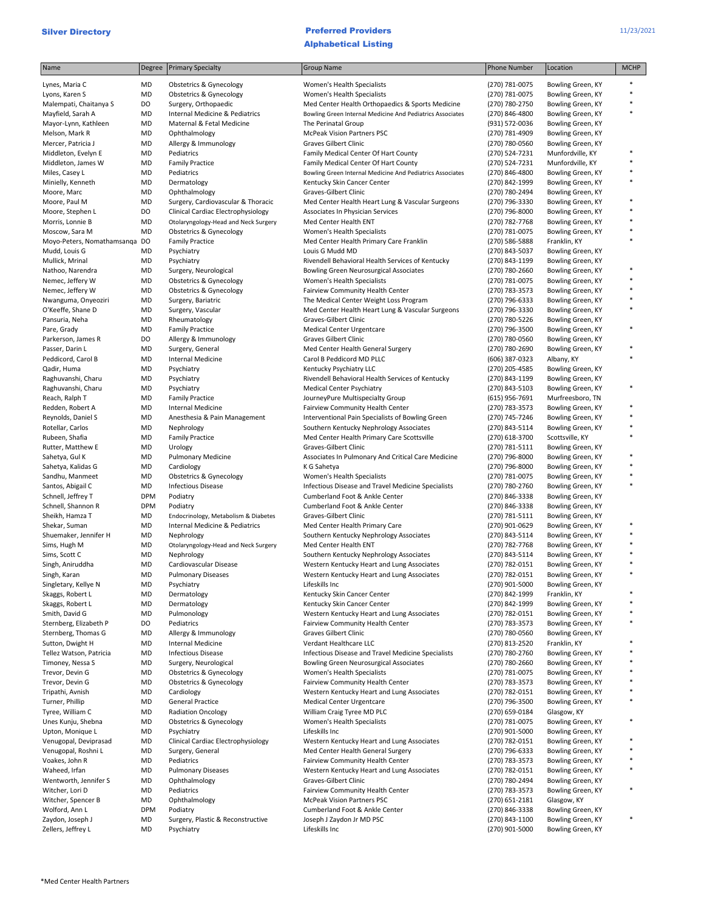**Silver Directory**

**Preferred Providers**
**Alphabetical Listing**

11/23/2021

| Name | Degree | Primary Specialty | Group Name | Phone Number | Location | MCHP |
|---|---|---|---|---|---|---|
| Lynes, Maria C | MD | Obstetrics & Gynecology | Women's Health Specialists | (270) 781-0075 | Bowling Green, KY | * |
| Lyons, Karen S | MD | Obstetrics & Gynecology | Women's Health Specialists | (270) 781-0075 | Bowling Green, KY | * |
| Malempati, Chaitanya S | DO | Surgery, Orthopaedic | Med Center Health Orthopaedics & Sports Medicine | (270) 780-2750 | Bowling Green, KY | * |
| Mayfield, Sarah A | MD | Internal Medicine & Pediatrics | Bowling Green Internal Medicine And Pediatrics Associates | (270) 846-4800 | Bowling Green, KY | * |
| Mayor-Lynn, Kathleen | MD | Maternal & Fetal Medicine | The Perinatal Group | (931) 572-0036 | Bowling Green, KY | |
| Melson, Mark R | MD | Ophthalmology | McPeak Vision Partners PSC | (270) 781-4909 | Bowling Green, KY | |
| Mercer, Patricia J | MD | Allergy & Immunology | Graves Gilbert Clinic | (270) 780-0560 | Bowling Green, KY | |
| Middleton, Evelyn E | MD | Pediatrics | Family Medical Center Of Hart County | (270) 524-7231 | Munfordville, KY | * |
| Middleton, James W | MD | Family Practice | Family Medical Center Of Hart County | (270) 524-7231 | Munfordville, KY | * |
| Miles, Casey L | MD | Pediatrics | Bowling Green Internal Medicine And Pediatrics Associates | (270) 846-4800 | Bowling Green, KY | * |
| Minielly, Kenneth | MD | Dermatology | Kentucky Skin Cancer Center | (270) 842-1999 | Bowling Green, KY | * |
| Moore, Marc | MD | Ophthalmology | Graves-Gilbert Clinic | (270) 780-2494 | Bowling Green, KY | |
| Moore, Paul M | MD | Surgery, Cardiovascular & Thoracic | Med Center Health Heart Lung & Vascular Surgeons | (270) 796-3330 | Bowling Green, KY | * |
| Moore, Stephen L | DO | Clinical Cardiac Electrophysiology | Associates In Physician Services | (270) 796-8000 | Bowling Green, KY | * |
| Morris, Lonnie B | MD | Otolaryngology-Head and Neck Surgery | Med Center Health ENT | (270) 782-7768 | Bowling Green, KY | * |
| Moscow, Sara M | MD | Obstetrics & Gynecology | Women's Health Specialists | (270) 781-0075 | Bowling Green, KY | * |
| Moyo-Peters, Nomathamsanqa | DO | Family Practice | Med Center Health Primary Care Franklin | (270) 586-5888 | Franklin, KY | * |
| Mudd, Louis G | MD | Psychiatry | Louis G Mudd MD | (270) 843-5037 | Bowling Green, KY | |
| Mullick, Mrinal | MD | Psychiatry | Rivendell Behavioral Health Services of Kentucky | (270) 843-1199 | Bowling Green, KY | |
| Nathoo, Narendra | MD | Surgery, Neurological | Bowling Green Neurosurgical Associates | (270) 780-2660 | Bowling Green, KY | * |
| Nemec, Jeffery W | MD | Obstetrics & Gynecology | Women's Health Specialists | (270) 781-0075 | Bowling Green, KY | * |
| Nemec, Jeffery W | MD | Obstetrics & Gynecology | Fairview Community Health Center | (270) 783-3573 | Bowling Green, KY | * |
| Nwanguma, Onyeoziri | MD | Surgery, Bariatric | The Medical Center Weight Loss Program | (270) 796-6333 | Bowling Green, KY | * |
| O'Keeffe, Shane D | MD | Surgery, Vascular | Med Center Health Heart Lung & Vascular Surgeons | (270) 796-3330 | Bowling Green, KY | * |
| Pansuria, Neha | MD | Rheumatology | Graves-Gilbert Clinic | (270) 780-5226 | Bowling Green, KY | |
| Pare, Grady | MD | Family Practice | Medical Center Urgentcare | (270) 796-3500 | Bowling Green, KY | * |
| Parkerson, James R | DO | Allergy & Immunology | Graves Gilbert Clinic | (270) 780-0560 | Bowling Green, KY | |
| Passer, Darin L | MD | Surgery, General | Med Center Health General Surgery | (270) 780-2690 | Bowling Green, KY | * |
| Peddicord, Carol B | MD | Internal Medicine | Carol B Peddicord MD PLLC | (606) 387-0323 | Albany, KY | * |
| Qadir, Huma | MD | Psychiatry | Kentucky Psychiatry LLC | (270) 205-4585 | Bowling Green, KY | |
| Raghuvanshi, Charu | MD | Psychiatry | Rivendell Behavioral Health Services of Kentucky | (270) 843-1199 | Bowling Green, KY | |
| Raghuvanshi, Charu | MD | Psychiatry | Medical Center Psychiatry | (270) 843-5103 | Bowling Green, KY | * |
| Reach, Ralph T | MD | Family Practice | JourneyPure Multispecialty Group | (615) 956-7691 | Murfreesboro, TN | |
| Redden, Robert A | MD | Internal Medicine | Fairview Community Health Center | (270) 783-3573 | Bowling Green, KY | * |
| Reynolds, Daniel S | MD | Anesthesia & Pain Management | Interventional Pain Specialists of Bowling Green | (270) 745-7246 | Bowling Green, KY | * |
| Rotellar, Carlos | MD | Nephrology | Southern Kentucky Nephrology Associates | (270) 843-5114 | Bowling Green, KY | * |
| Rubeen, Shafia | MD | Family Practice | Med Center Health Primary Care Scottsville | (270) 618-3700 | Scottsville, KY | * |
| Rutter, Matthew E | MD | Urology | Graves-Gilbert Clinic | (270) 781-5111 | Bowling Green, KY | |
| Sahetya, Gul K | MD | Pulmonary Medicine | Associates In Pulmonary And Critical Care Medicine | (270) 796-8000 | Bowling Green, KY | * |
| Sahetya, Kalidas G | MD | Cardiology | K G Sahetya | (270) 796-8000 | Bowling Green, KY | * |
| Sandhu, Manmeet | MD | Obstetrics & Gynecology | Women's Health Specialists | (270) 781-0075 | Bowling Green, KY | * |
| Santos, Abigail C | MD | Infectious Disease | Infectious Disease and Travel Medicine Specialists | (270) 780-2760 | Bowling Green, KY | * |
| Schnell, Jeffrey T | DPM | Podiatry | Cumberland Foot & Ankle Center | (270) 846-3338 | Bowling Green, KY | |
| Schnell, Shannon R | DPM | Podiatry | Cumberland Foot & Ankle Center | (270) 846-3338 | Bowling Green, KY | |
| Sheikh, Hamza T | MD | Endocrinology, Metabolism & Diabetes | Graves-Gilbert Clinic | (270) 781-5111 | Bowling Green, KY | |
| Shekar, Suman | MD | Internal Medicine & Pediatrics | Med Center Health Primary Care | (270) 901-0629 | Bowling Green, KY | * |
| Shuemaker, Jennifer H | MD | Nephrology | Southern Kentucky Nephrology Associates | (270) 843-5114 | Bowling Green, KY | * |
| Sims, Hugh M | MD | Otolaryngology-Head and Neck Surgery | Med Center Health ENT | (270) 782-7768 | Bowling Green, KY | * |
| Sims, Scott C | MD | Nephrology | Southern Kentucky Nephrology Associates | (270) 843-5114 | Bowling Green, KY | * |
| Singh, Aniruddha | MD | Cardiovascular Disease | Western Kentucky Heart and Lung Associates | (270) 782-0151 | Bowling Green, KY | * |
| Singh, Karan | MD | Pulmonary Diseases | Western Kentucky Heart and Lung Associates | (270) 782-0151 | Bowling Green, KY | * |
| Singletary, Kellye N | MD | Psychiatry | Lifeskills Inc | (270) 901-5000 | Bowling Green, KY | |
| Skaggs, Robert L | MD | Dermatology | Kentucky Skin Cancer Center | (270) 842-1999 | Franklin, KY | * |
| Skaggs, Robert L | MD | Dermatology | Kentucky Skin Cancer Center | (270) 842-1999 | Bowling Green, KY | * |
| Smith, David G | MD | Pulmonology | Western Kentucky Heart and Lung Associates | (270) 782-0151 | Bowling Green, KY | * |
| Sternberg, Elizabeth P | DO | Pediatrics | Fairview Community Health Center | (270) 783-3573 | Bowling Green, KY | * |
| Sternberg, Thomas G | MD | Allergy & Immunology | Graves Gilbert Clinic | (270) 780-0560 | Bowling Green, KY | |
| Sutton, Dwight H | MD | Internal Medicine | Verdant Healthcare LLC | (270) 813-2520 | Franklin, KY | * |
| Tellez Watson, Patricia | MD | Infectious Disease | Infectious Disease and Travel Medicine Specialists | (270) 780-2760 | Bowling Green, KY | * |
| Timoney, Nessa S | MD | Surgery, Neurological | Bowling Green Neurosurgical Associates | (270) 780-2660 | Bowling Green, KY | * |
| Trevor, Devin G | MD | Obstetrics & Gynecology | Women's Health Specialists | (270) 781-0075 | Bowling Green, KY | * |
| Trevor, Devin G | MD | Obstetrics & Gynecology | Fairview Community Health Center | (270) 783-3573 | Bowling Green, KY | * |
| Tripathi, Avnish | MD | Cardiology | Western Kentucky Heart and Lung Associates | (270) 782-0151 | Bowling Green, KY | * |
| Turner, Phillip | MD | General Practice | Medical Center Urgentcare | (270) 796-3500 | Bowling Green, KY | * |
| Tyree, William C | MD | Radiation Oncology | William Craig Tyree MD PLC | (270) 659-0184 | Glasgow, KY | |
| Unes Kunju, Shebna | MD | Obstetrics & Gynecology | Women's Health Specialists | (270) 781-0075 | Bowling Green, KY | * |
| Upton, Monique L | MD | Psychiatry | Lifeskills Inc | (270) 901-5000 | Bowling Green, KY | |
| Venugopal, Deviprasad | MD | Clinical Cardiac Electrophysiology | Western Kentucky Heart and Lung Associates | (270) 782-0151 | Bowling Green, KY | * |
| Venugopal, Roshni L | MD | Surgery, General | Med Center Health General Surgery | (270) 796-6333 | Bowling Green, KY | * |
| Voakes, John R | MD | Pediatrics | Fairview Community Health Center | (270) 783-3573 | Bowling Green, KY | * |
| Waheed, Irfan | MD | Pulmonary Diseases | Western Kentucky Heart and Lung Associates | (270) 782-0151 | Bowling Green, KY | * |
| Wentworth, Jennifer S | MD | Ophthalmology | Graves-Gilbert Clinic | (270) 780-2494 | Bowling Green, KY | |
| Witcher, Lori D | MD | Pediatrics | Fairview Community Health Center | (270) 783-3573 | Bowling Green, KY | * |
| Witcher, Spencer B | MD | Ophthalmology | McPeak Vision Partners PSC | (270) 651-2181 | Glasgow, KY | |
| Wolford, Ann L | DPM | Podiatry | Cumberland Foot & Ankle Center | (270) 846-3338 | Bowling Green, KY | |
| Zaydon, Joseph J | MD | Surgery, Plastic & Reconstructive | Joseph J Zaydon Jr MD PSC | (270) 843-1100 | Bowling Green, KY | * |
| Zellers, Jeffrey L | MD | Psychiatry | Lifeskills Inc | (270) 901-5000 | Bowling Green, KY | |

*Med Center Health Partners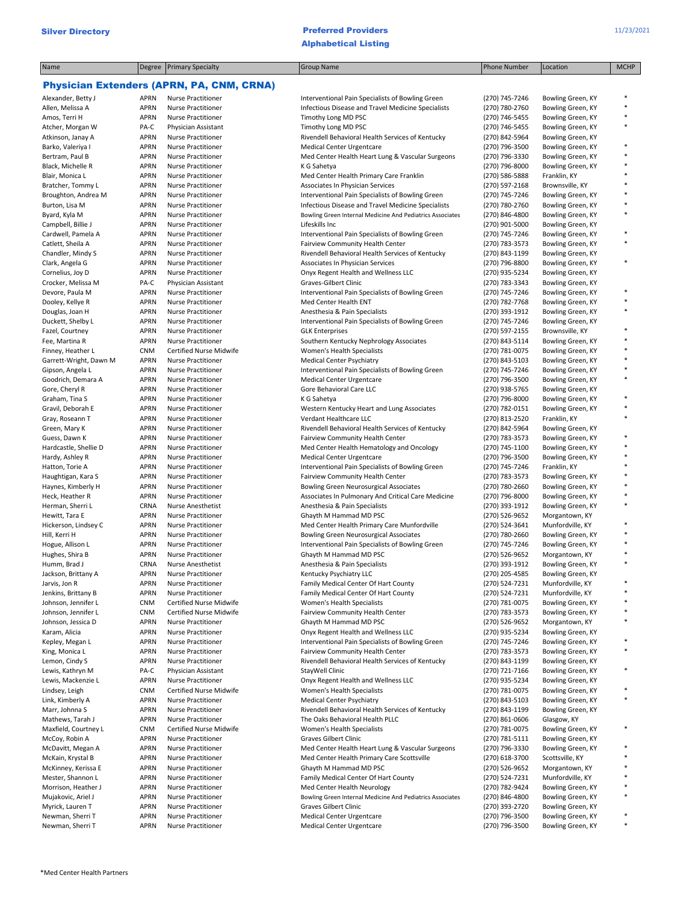Silver Directory

Preferred Providers
Alphabetical Listing

11/23/2021

## Physician Extenders (APRN, PA, CNM, CRNA)

| Name | Degree | Primary Specialty | Group Name | Phone Number | Location | MCHP |
|---|---|---|---|---|---|---|
| Alexander, Betty J | APRN | Nurse Practitioner | Interventional Pain Specialists of Bowling Green | (270) 745-7246 | Bowling Green, KY | * |
| Allen, Melissa A | APRN | Nurse Practitioner | Infectious Disease and Travel Medicine Specialists | (270) 780-2760 | Bowling Green, KY | * |
| Amos, Terri H | APRN | Nurse Practitioner | Timothy Long MD PSC | (270) 746-5455 | Bowling Green, KY | * |
| Atcher, Morgan W | PA-C | Physician Assistant | Timothy Long MD PSC | (270) 746-5455 | Bowling Green, KY | * |
| Atkinson, Janay A | APRN | Nurse Practitioner | Rivendell Behavioral Health Services of Kentucky | (270) 842-5964 | Bowling Green, KY | |
| Barko, Valeriya I | APRN | Nurse Practitioner | Medical Center Urgentcare | (270) 796-3500 | Bowling Green, KY | * |
| Bertram, Paul B | APRN | Nurse Practitioner | Med Center Health Heart Lung & Vascular Surgeons | (270) 796-3330 | Bowling Green, KY | * |
| Black, Michelle R | APRN | Nurse Practitioner | K G Sahetya | (270) 796-8000 | Bowling Green, KY | * |
| Blair, Monica L | APRN | Nurse Practitioner | Med Center Health Primary Care Franklin | (270) 586-5888 | Franklin, KY | * |
| Bratcher, Tommy L | APRN | Nurse Practitioner | Associates In Physician Services | (270) 597-2168 | Brownsville, KY | * |
| Broughton, Andrea M | APRN | Nurse Practitioner | Interventional Pain Specialists of Bowling Green | (270) 745-7246 | Bowling Green, KY | * |
| Burton, Lisa M | APRN | Nurse Practitioner | Infectious Disease and Travel Medicine Specialists | (270) 780-2760 | Bowling Green, KY | * |
| Byard, Kyla M | APRN | Nurse Practitioner | Bowling Green Internal Medicine And Pediatrics Associates | (270) 846-4800 | Bowling Green, KY | * |
| Campbell, Billie J | APRN | Nurse Practitioner | Lifeskills Inc | (270) 901-5000 | Bowling Green, KY | |
| Cardwell, Pamela A | APRN | Nurse Practitioner | Interventional Pain Specialists of Bowling Green | (270) 745-7246 | Bowling Green, KY | * |
| Catlett, Sheila A | APRN | Nurse Practitioner | Fairview Community Health Center | (270) 783-3573 | Bowling Green, KY | * |
| Chandler, Mindy S | APRN | Nurse Practitioner | Rivendell Behavioral Health Services of Kentucky | (270) 843-1199 | Bowling Green, KY | |
| Clark, Angela G | APRN | Nurse Practitioner | Associates In Physician Services | (270) 796-8800 | Bowling Green, KY | * |
| Cornelius, Joy D | APRN | Nurse Practitioner | Onyx Regent Health and Wellness LLC | (270) 935-5234 | Bowling Green, KY | |
| Crocker, Melissa M | PA-C | Physician Assistant | Graves-Gilbert Clinic | (270) 783-3343 | Bowling Green, KY | |
| Devore, Paula M | APRN | Nurse Practitioner | Interventional Pain Specialists of Bowling Green | (270) 745-7246 | Bowling Green, KY | * |
| Dooley, Kellye R | APRN | Nurse Practitioner | Med Center Health ENT | (270) 782-7768 | Bowling Green, KY | * |
| Douglas, Joan H | APRN | Nurse Practitioner | Anesthesia & Pain Specialists | (270) 393-1912 | Bowling Green, KY | * |
| Duckett, Shelby L | APRN | Nurse Practitioner | Interventional Pain Specialists of Bowling Green | (270) 745-7246 | Bowling Green, KY | |
| Fazel, Courtney | APRN | Nurse Practitioner | GLK Enterprises | (270) 597-2155 | Brownsville, KY | * |
| Fee, Martina R | APRN | Nurse Practitioner | Southern Kentucky Nephrology Associates | (270) 843-5114 | Bowling Green, KY | * |
| Finney, Heather L | CNM | Certified Nurse Midwife | Women's Health Specialists | (270) 781-0075 | Bowling Green, KY | * |
| Garrett-Wright, Dawn M | APRN | Nurse Practitioner | Medical Center Psychiatry | (270) 843-5103 | Bowling Green, KY | * |
| Gipson, Angela L | APRN | Nurse Practitioner | Interventional Pain Specialists of Bowling Green | (270) 745-7246 | Bowling Green, KY | * |
| Goodrich, Demara A | APRN | Nurse Practitioner | Medical Center Urgentcare | (270) 796-3500 | Bowling Green, KY | * |
| Gore, Cheryl R | APRN | Nurse Practitioner | Gore Behavioral Care LLC | (270) 938-5765 | Bowling Green, KY | |
| Graham, Tina S | APRN | Nurse Practitioner | K G Sahetya | (270) 796-8000 | Bowling Green, KY | * |
| Gravil, Deborah E | APRN | Nurse Practitioner | Western Kentucky Heart and Lung Associates | (270) 782-0151 | Bowling Green, KY | * |
| Gray, Roseann T | APRN | Nurse Practitioner | Verdant Healthcare LLC | (270) 813-2520 | Franklin, KY | * |
| Green, Mary K | APRN | Nurse Practitioner | Rivendell Behavioral Health Services of Kentucky | (270) 842-5964 | Bowling Green, KY | |
| Guess, Dawn K | APRN | Nurse Practitioner | Fairview Community Health Center | (270) 783-3573 | Bowling Green, KY | * |
| Hardcastle, Shellie D | APRN | Nurse Practitioner | Med Center Health Hematology and Oncology | (270) 745-1100 | Bowling Green, KY | * |
| Hardy, Ashley R | APRN | Nurse Practitioner | Medical Center Urgentcare | (270) 796-3500 | Bowling Green, KY | * |
| Hatton, Torie A | APRN | Nurse Practitioner | Interventional Pain Specialists of Bowling Green | (270) 745-7246 | Franklin, KY | * |
| Haughtigan, Kara S | APRN | Nurse Practitioner | Fairview Community Health Center | (270) 783-3573 | Bowling Green, KY | * |
| Haynes, Kimberly H | APRN | Nurse Practitioner | Bowling Green Neurosurgical Associates | (270) 780-2660 | Bowling Green, KY | * |
| Heck, Heather R | APRN | Nurse Practitioner | Associates In Pulmonary And Critical Care Medicine | (270) 796-8000 | Bowling Green, KY | * |
| Herman, Sherri L | CRNA | Nurse Anesthetist | Anesthesia & Pain Specialists | (270) 393-1912 | Bowling Green, KY | * |
| Hewitt, Tara E | APRN | Nurse Practitioner | Ghayth M Hammad MD PSC | (270) 526-9652 | Morgantown, KY | |
| Hickerson, Lindsey C | APRN | Nurse Practitioner | Med Center Health Primary Care Munfordville | (270) 524-3641 | Munfordville, KY | * |
| Hill, Kerri H | APRN | Nurse Practitioner | Bowling Green Neurosurgical Associates | (270) 780-2660 | Bowling Green, KY | * |
| Hogue, Allison L | APRN | Nurse Practitioner | Interventional Pain Specialists of Bowling Green | (270) 745-7246 | Bowling Green, KY | * |
| Hughes, Shira B | APRN | Nurse Practitioner | Ghayth M Hammad MD PSC | (270) 526-9652 | Morgantown, KY | * |
| Humm, Brad J | CRNA | Nurse Anesthetist | Anesthesia & Pain Specialists | (270) 393-1912 | Bowling Green, KY | * |
| Jackson, Brittany A | APRN | Nurse Practitioner | Kentucky Psychiatry LLC | (270) 205-4585 | Bowling Green, KY | |
| Jarvis, Jon R | APRN | Nurse Practitioner | Family Medical Center Of Hart County | (270) 524-7231 | Munfordville, KY | * |
| Jenkins, Brittany B | APRN | Nurse Practitioner | Family Medical Center Of Hart County | (270) 524-7231 | Munfordville, KY | * |
| Johnson, Jennifer L | CNM | Certified Nurse Midwife | Women's Health Specialists | (270) 781-0075 | Bowling Green, KY | * |
| Johnson, Jennifer L | CNM | Certified Nurse Midwife | Fairview Community Health Center | (270) 783-3573 | Bowling Green, KY | * |
| Johnson, Jessica D | APRN | Nurse Practitioner | Ghayth M Hammad MD PSC | (270) 526-9652 | Morgantown, KY | * |
| Karam, Alicia | APRN | Nurse Practitioner | Onyx Regent Health and Wellness LLC | (270) 935-5234 | Bowling Green, KY | |
| Kepley, Megan L | APRN | Nurse Practitioner | Interventional Pain Specialists of Bowling Green | (270) 745-7246 | Bowling Green, KY | * |
| King, Monica L | APRN | Nurse Practitioner | Fairview Community Health Center | (270) 783-3573 | Bowling Green, KY | * |
| Lemon, Cindy S | APRN | Nurse Practitioner | Rivendell Behavioral Health Services of Kentucky | (270) 843-1199 | Bowling Green, KY | |
| Lewis, Kathryn M | PA-C | Physician Assistant | StayWell Clinic | (270) 721-7166 | Bowling Green, KY | * |
| Lewis, Mackenzie L | APRN | Nurse Practitioner | Onyx Regent Health and Wellness LLC | (270) 935-5234 | Bowling Green, KY | |
| Lindsey, Leigh | CNM | Certified Nurse Midwife | Women's Health Specialists | (270) 781-0075 | Bowling Green, KY | * |
| Link, Kimberly A | APRN | Nurse Practitioner | Medical Center Psychiatry | (270) 843-5103 | Bowling Green, KY | * |
| Marr, Johnna S | APRN | Nurse Practitioner | Rivendell Behavioral Health Services of Kentucky | (270) 843-1199 | Bowling Green, KY | |
| Mathews, Tarah J | APRN | Nurse Practitioner | The Oaks Behavioral Health PLLC | (270) 861-0606 | Glasgow, KY | |
| Maxfield, Courtney L | CNM | Certified Nurse Midwife | Women's Health Specialists | (270) 781-0075 | Bowling Green, KY | * |
| McCoy, Robin A | APRN | Nurse Practitioner | Graves Gilbert Clinic | (270) 781-5111 | Bowling Green, KY | |
| McDavitt, Megan A | APRN | Nurse Practitioner | Med Center Health Heart Lung & Vascular Surgeons | (270) 796-3330 | Bowling Green, KY | * |
| McKain, Krystal B | APRN | Nurse Practitioner | Med Center Health Primary Care Scottsville | (270) 618-3700 | Scottsville, KY | * |
| McKinney, Kerissa E | APRN | Nurse Practitioner | Ghayth M Hammad MD PSC | (270) 526-9652 | Morgantown, KY | * |
| Mester, Shannon L | APRN | Nurse Practitioner | Family Medical Center Of Hart County | (270) 524-7231 | Munfordville, KY | * |
| Morrison, Heather J | APRN | Nurse Practitioner | Med Center Health Neurology | (270) 782-9424 | Bowling Green, KY | * |
| Mujakovic, Ariel J | APRN | Nurse Practitioner | Bowling Green Internal Medicine And Pediatrics Associates | (270) 846-4800 | Bowling Green, KY | * |
| Myrick, Lauren T | APRN | Nurse Practitioner | Graves Gilbert Clinic | (270) 393-2720 | Bowling Green, KY | |
| Newman, Sherri T | APRN | Nurse Practitioner | Medical Center Urgentcare | (270) 796-3500 | Bowling Green, KY | * |
| Newman, Sherri T | APRN | Nurse Practitioner | Medical Center Urgentcare | (270) 796-3500 | Bowling Green, KY | * |

*Med Center Health Partners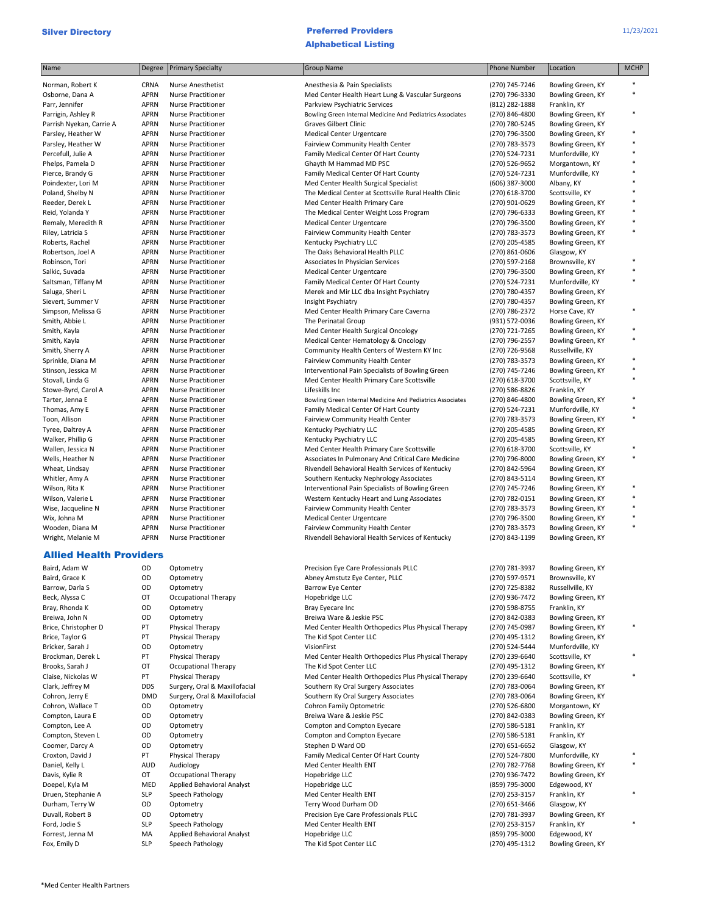Silver Directory

# Preferred Providers
## Alphabetical Listing

11/23/2021

| Name | Degree | Primary Specialty | Group Name | Phone Number | Location | MCHP |
|---|---|---|---|---|---|---|
| Norman, Robert K | CRNA | Nurse Anesthetist | Anesthesia & Pain Specialists | (270) 745-7246 | Bowling Green, KY | * |
| Osborne, Dana A | APRN | Nurse Practitioner | Med Center Health Heart Lung & Vascular Surgeons | (270) 796-3330 | Bowling Green, KY | * |
| Parr, Jennifer | APRN | Nurse Practitioner | Parkview Psychiatric Services | (812) 282-1888 | Franklin, KY | |
| Parrigin, Ashley R | APRN | Nurse Practitioner | Bowling Green Internal Medicine And Pediatrics Associates | (270) 846-4800 | Bowling Green, KY | * |
| Parrish Nyekan, Carrie A | APRN | Nurse Practitioner | Graves Gilbert Clinic | (270) 780-5245 | Bowling Green, KY | |
| Parsley, Heather W | APRN | Nurse Practitioner | Medical Center Urgentcare | (270) 796-3500 | Bowling Green, KY | * |
| Parsley, Heather W | APRN | Nurse Practitioner | Fairview Community Health Center | (270) 783-3573 | Bowling Green, KY | * |
| Percefull, Julie A | APRN | Nurse Practitioner | Family Medical Center Of Hart County | (270) 524-7231 | Munfordville, KY | * |
| Phelps, Pamela D | APRN | Nurse Practitioner | Ghayth M Hammad MD PSC | (270) 526-9652 | Morgantown, KY | * |
| Pierce, Brandy G | APRN | Nurse Practitioner | Family Medical Center Of Hart County | (270) 524-7231 | Munfordville, KY | * |
| Poindexter, Lori M | APRN | Nurse Practitioner | Med Center Health Surgical Specialist | (606) 387-3000 | Albany, KY | * |
| Poland, Shelby N | APRN | Nurse Practitioner | The Medical Center at Scottsville Rural Health Clinic | (270) 618-3700 | Scottsville, KY | * |
| Reeder, Derek L | APRN | Nurse Practitioner | Med Center Health Primary Care | (270) 901-0629 | Bowling Green, KY | * |
| Reid, Yolanda Y | APRN | Nurse Practitioner | The Medical Center Weight Loss Program | (270) 796-6333 | Bowling Green, KY | * |
| Remaly, Meredith R | APRN | Nurse Practitioner | Medical Center Urgentcare | (270) 796-3500 | Bowling Green, KY | * |
| Riley, Latricia S | APRN | Nurse Practitioner | Fairview Community Health Center | (270) 783-3573 | Bowling Green, KY | * |
| Roberts, Rachel | APRN | Nurse Practitioner | Kentucky Psychiatry LLC | (270) 205-4585 | Bowling Green, KY | |
| Robertson, Joel A | APRN | Nurse Practitioner | The Oaks Behavioral Health PLLC | (270) 861-0606 | Glasgow, KY | |
| Robinson, Tori | APRN | Nurse Practitioner | Associates In Physician Services | (270) 597-2168 | Brownsville, KY | * |
| Salkic, Suvada | APRN | Nurse Practitioner | Medical Center Urgentcare | (270) 796-3500 | Bowling Green, KY | * |
| Saltsman, Tiffany M | APRN | Nurse Practitioner | Family Medical Center Of Hart County | (270) 524-7231 | Munfordville, KY | * |
| Saluga, Sheri L | APRN | Nurse Practitioner | Merek and Mir LLC dba Insight Psychiatry | (270) 780-4357 | Bowling Green, KY | |
| Sievert, Summer V | APRN | Nurse Practitioner | Insight Psychiatry | (270) 780-4357 | Bowling Green, KY | |
| Simpson, Melissa G | APRN | Nurse Practitioner | Med Center Health Primary Care Caverna | (270) 786-2372 | Horse Cave, KY | * |
| Smith, Abbie L | APRN | Nurse Practitioner | The Perinatal Group | (931) 572-0036 | Bowling Green, KY | |
| Smith, Kayla | APRN | Nurse Practitioner | Med Center Health Surgical Oncology | (270) 721-7265 | Bowling Green, KY | * |
| Smith, Kayla | APRN | Nurse Practitioner | Medical Center Hematology & Oncology | (270) 796-2557 | Bowling Green, KY | * |
| Smith, Sherry A | APRN | Nurse Practitioner | Community Health Centers of Western KY Inc | (270) 726-9568 | Russellville, KY | |
| Sprinkle, Diana M | APRN | Nurse Practitioner | Fairview Community Health Center | (270) 783-3573 | Bowling Green, KY | * |
| Stinson, Jessica M | APRN | Nurse Practitioner | Interventional Pain Specialists of Bowling Green | (270) 745-7246 | Bowling Green, KY | * |
| Stovall, Linda G | APRN | Nurse Practitioner | Med Center Health Primary Care Scottsville | (270) 618-3700 | Scottsville, KY | * |
| Stowe-Byrd, Carol A | APRN | Nurse Practitioner | Lifeskills Inc | (270) 586-8826 | Franklin, KY | |
| Tarter, Jenna E | APRN | Nurse Practitioner | Bowling Green Internal Medicine And Pediatrics Associates | (270) 846-4800 | Bowling Green, KY | * |
| Thomas, Amy E | APRN | Nurse Practitioner | Family Medical Center Of Hart County | (270) 524-7231 | Munfordville, KY | * |
| Toon, Allison | APRN | Nurse Practitioner | Fairview Community Health Center | (270) 783-3573 | Bowling Green, KY | * |
| Tyree, Daltrey A | APRN | Nurse Practitioner | Kentucky Psychiatry LLC | (270) 205-4585 | Bowling Green, KY | |
| Walker, Phillip G | APRN | Nurse Practitioner | Kentucky Psychiatry LLC | (270) 205-4585 | Bowling Green, KY | |
| Wallen, Jessica N | APRN | Nurse Practitioner | Med Center Health Primary Care Scottsville | (270) 618-3700 | Scottsville, KY | * |
| Wells, Heather N | APRN | Nurse Practitioner | Associates In Pulmonary And Critical Care Medicine | (270) 796-8000 | Bowling Green, KY | * |
| Wheat, Lindsay | APRN | Nurse Practitioner | Rivendell Behavioral Health Services of Kentucky | (270) 842-5964 | Bowling Green, KY | |
| Whitler, Amy A | APRN | Nurse Practitioner | Southern Kentucky Nephrology Associates | (270) 843-5114 | Bowling Green, KY | |
| Wilson, Rita K | APRN | Nurse Practitioner | Interventional Pain Specialists of Bowling Green | (270) 745-7246 | Bowling Green, KY | * |
| Wilson, Valerie L | APRN | Nurse Practitioner | Western Kentucky Heart and Lung Associates | (270) 782-0151 | Bowling Green, KY | * |
| Wise, Jacqueline N | APRN | Nurse Practitioner | Fairview Community Health Center | (270) 783-3573 | Bowling Green, KY | * |
| Wix, Johna M | APRN | Nurse Practitioner | Medical Center Urgentcare | (270) 796-3500 | Bowling Green, KY | * |
| Wooden, Diana M | APRN | Nurse Practitioner | Fairview Community Health Center | (270) 783-3573 | Bowling Green, KY | * |
| Wright, Melanie M | APRN | Nurse Practitioner | Rivendell Behavioral Health Services of Kentucky | (270) 843-1199 | Bowling Green, KY | |

## Allied Health Providers

| Name | Degree | Primary Specialty | Group Name | Phone Number | Location | MCHP |
|---|---|---|---|---|---|---|
| Baird, Adam W | OD | Optometry | Precision Eye Care Professionals PLLC | (270) 781-3937 | Bowling Green, KY | |
| Baird, Grace K | OD | Optometry | Abney Amstutz Eye Center, PLLC | (270) 597-9571 | Brownsville, KY | |
| Barrow, Darla S | OD | Optometry | Barrow Eye Center | (270) 725-8382 | Russellville, KY | |
| Beck, Alyssa C | OT | Occupational Therapy | Hopebridge LLC | (270) 936-7472 | Bowling Green, KY | |
| Bray, Rhonda K | OD | Optometry | Bray Eyecare Inc | (270) 598-8755 | Franklin, KY | |
| Breiwa, John N | OD | Optometry | Breiwa Ware & Jeskie PSC | (270) 842-0383 | Bowling Green, KY | |
| Brice, Christopher D | PT | Physical Therapy | Med Center Health Orthopedics Plus Physical Therapy | (270) 745-0987 | Bowling Green, KY | * |
| Brice, Taylor G | PT | Physical Therapy | The Kid Spot Center LLC | (270) 495-1312 | Bowling Green, KY | |
| Bricker, Sarah J | OD | Optometry | VisionFirst | (270) 524-5444 | Munfordville, KY | |
| Brockman, Derek L | PT | Physical Therapy | Med Center Health Orthopedics Plus Physical Therapy | (270) 239-6640 | Scottsville, KY | * |
| Brooks, Sarah J | OT | Occupational Therapy | The Kid Spot Center LLC | (270) 495-1312 | Bowling Green, KY | |
| Claise, Nickolas W | PT | Physical Therapy | Med Center Health Orthopedics Plus Physical Therapy | (270) 239-6640 | Scottsville, KY | * |
| Clark, Jeffrey M | DDS | Surgery, Oral & Maxillofacial | Southern Ky Oral Surgery Associates | (270) 783-0064 | Bowling Green, KY | |
| Cohron, Jerry E | DMD | Surgery, Oral & Maxillofacial | Southern Ky Oral Surgery Associates | (270) 783-0064 | Bowling Green, KY | |
| Cohron, Wallace T | OD | Optometry | Cohron Family Optometric | (270) 526-6800 | Morgantown, KY | |
| Compton, Laura E | OD | Optometry | Breiwa Ware & Jeskie PSC | (270) 842-0383 | Bowling Green, KY | |
| Compton, Lee A | OD | Optometry | Compton and Compton Eyecare | (270) 586-5181 | Franklin, KY | |
| Compton, Steven L | OD | Optometry | Compton and Compton Eyecare | (270) 586-5181 | Franklin, KY | |
| Coomer, Darcy A | OD | Optometry | Stephen D Ward OD | (270) 651-6652 | Glasgow, KY | |
| Croxton, David J | PT | Physical Therapy | Family Medical Center Of Hart County | (270) 524-7800 | Munfordville, KY | * |
| Daniel, Kelly L | AUD | Audiology | Med Center Health ENT | (270) 782-7768 | Bowling Green, KY | * |
| Davis, Kylie R | OT | Occupational Therapy | Hopebridge LLC | (270) 936-7472 | Bowling Green, KY | |
| Doepel, Kyla M | MED | Applied Behavioral Analyst | Hopebridge LLC | (859) 795-3000 | Edgewood, KY | |
| Druen, Stephanie A | SLP | Speech Pathology | Med Center Health ENT | (270) 253-3157 | Franklin, KY | * |
| Durham, Terry W | OD | Optometry | Terry Wood Durham OD | (270) 651-3466 | Glasgow, KY | |
| Duvall, Robert B | OD | Optometry | Precision Eye Care Professionals PLLC | (270) 781-3937 | Bowling Green, KY | |
| Ford, Jodie S | SLP | Speech Pathology | Med Center Health ENT | (270) 253-3157 | Franklin, KY | * |
| Forrest, Jenna M | MA | Applied Behavioral Analyst | Hopebridge LLC | (859) 795-3000 | Edgewood, KY | |
| Fox, Emily D | SLP | Speech Pathology | The Kid Spot Center LLC | (270) 495-1312 | Bowling Green, KY | |

*Med Center Health Partners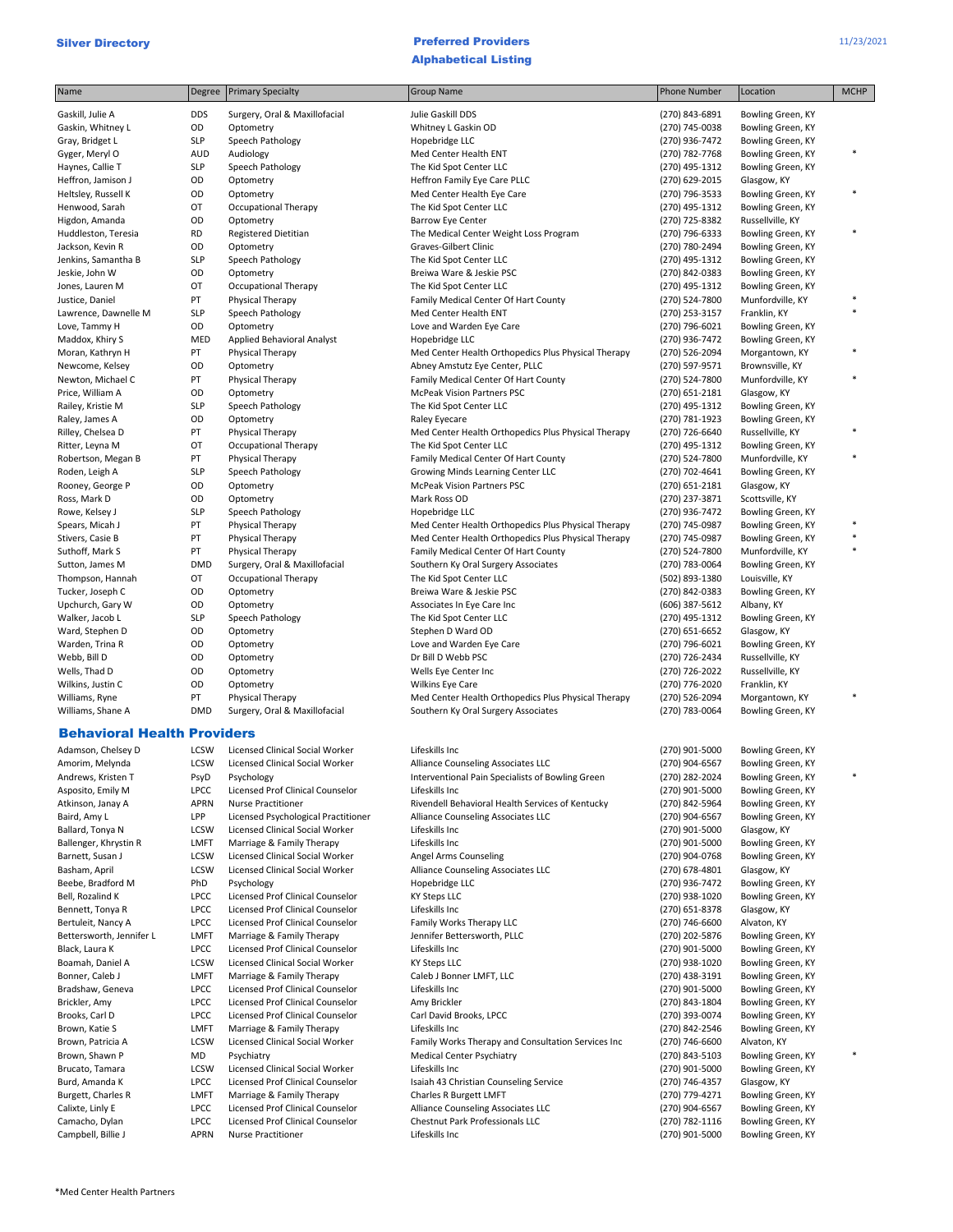Silver Directory

## Preferred Providers

## Alphabetical Listing

11/23/2021

| Name | Degree | Primary Specialty | Group Name | Phone Number | Location | MCHP |
|---|---|---|---|---|---|---|
| Gaskill, Julie A | DDS | Surgery, Oral & Maxillofacial | Julie Gaskill DDS | (270) 843-6891 | Bowling Green, KY | |
| Gaskin, Whitney L | OD | Optometry | Whitney L Gaskin OD | (270) 745-0038 | Bowling Green, KY | |
| Gray, Bridget L | SLP | Speech Pathology | Hopebridge LLC | (270) 936-7472 | Bowling Green, KY | |
| Gyger, Meryl O | AUD | Audiology | Med Center Health ENT | (270) 782-7768 | Bowling Green, KY | * |
| Haynes, Callie T | SLP | Speech Pathology | The Kid Spot Center LLC | (270) 495-1312 | Bowling Green, KY | |
| Heffron, Jamison J | OD | Optometry | Heffron Family Eye Care PLLC | (270) 629-2015 | Glasgow, KY | |
| Heltsley, Russell K | OD | Optometry | Med Center Health Eye Care | (270) 796-3533 | Bowling Green, KY | * |
| Henwood, Sarah | OT | Occupational Therapy | The Kid Spot Center LLC | (270) 495-1312 | Bowling Green, KY | |
| Higdon, Amanda | OD | Optometry | Barrow Eye Center | (270) 725-8382 | Russellville, KY | |
| Huddleston, Teresia | RD | Registered Dietitian | The Medical Center Weight Loss Program | (270) 796-6333 | Bowling Green, KY | * |
| Jackson, Kevin R | OD | Optometry | Graves-Gilbert Clinic | (270) 780-2494 | Bowling Green, KY | |
| Jenkins, Samantha B | SLP | Speech Pathology | The Kid Spot Center LLC | (270) 495-1312 | Bowling Green, KY | |
| Jeskie, John W | OD | Optometry | Breiwa Ware & Jeskie PSC | (270) 842-0383 | Bowling Green, KY | |
| Jones, Lauren M | OT | Occupational Therapy | The Kid Spot Center LLC | (270) 495-1312 | Bowling Green, KY | |
| Justice, Daniel | PT | Physical Therapy | Family Medical Center Of Hart County | (270) 524-7800 | Munfordville, KY | * |
| Lawrence, Dawnelle M | SLP | Speech Pathology | Med Center Health ENT | (270) 253-3157 | Franklin, KY | * |
| Love, Tammy H | OD | Optometry | Love and Warden Eye Care | (270) 796-6021 | Bowling Green, KY | |
| Maddox, Khiry S | MED | Applied Behavioral Analyst | Hopebridge LLC | (270) 936-7472 | Bowling Green, KY | |
| Moran, Kathryn H | PT | Physical Therapy | Med Center Health Orthopedics Plus Physical Therapy | (270) 526-2094 | Morgantown, KY | * |
| Newcome, Kelsey | OD | Optometry | Abney Amstutz Eye Center, PLLC | (270) 597-9571 | Brownsville, KY | |
| Newton, Michael C | PT | Physical Therapy | Family Medical Center Of Hart County | (270) 524-7800 | Munfordville, KY | * |
| Price, William A | OD | Optometry | McPeak Vision Partners PSC | (270) 651-2181 | Glasgow, KY | |
| Railey, Kristie M | SLP | Speech Pathology | The Kid Spot Center LLC | (270) 495-1312 | Bowling Green, KY | |
| Raley, James A | OD | Optometry | Raley Eyecare | (270) 781-1923 | Bowling Green, KY | |
| Rilley, Chelsea D | PT | Physical Therapy | Med Center Health Orthopedics Plus Physical Therapy | (270) 726-6640 | Russellville, KY | * |
| Ritter, Leyna M | OT | Occupational Therapy | The Kid Spot Center LLC | (270) 495-1312 | Bowling Green, KY | |
| Robertson, Megan B | PT | Physical Therapy | Family Medical Center Of Hart County | (270) 524-7800 | Munfordville, KY | * |
| Roden, Leigh A | SLP | Speech Pathology | Growing Minds Learning Center LLC | (270) 702-4641 | Bowling Green, KY | |
| Rooney, George P | OD | Optometry | McPeak Vision Partners PSC | (270) 651-2181 | Glasgow, KY | |
| Ross, Mark D | OD | Optometry | Mark Ross OD | (270) 237-3871 | Scottsville, KY | |
| Rowe, Kelsey J | SLP | Speech Pathology | Hopebridge LLC | (270) 936-7472 | Bowling Green, KY | |
| Spears, Micah J | PT | Physical Therapy | Med Center Health Orthopedics Plus Physical Therapy | (270) 745-0987 | Bowling Green, KY | * |
| Stivers, Casie B | PT | Physical Therapy | Med Center Health Orthopedics Plus Physical Therapy | (270) 745-0987 | Bowling Green, KY | * |
| Suthoff, Mark S | PT | Physical Therapy | Family Medical Center Of Hart County | (270) 524-7800 | Munfordville, KY | * |
| Sutton, James M | DMD | Surgery, Oral & Maxillofacial | Southern Ky Oral Surgery Associates | (270) 783-0064 | Bowling Green, KY | |
| Thompson, Hannah | OT | Occupational Therapy | The Kid Spot Center LLC | (502) 893-1380 | Louisville, KY | |
| Tucker, Joseph C | OD | Optometry | Breiwa Ware & Jeskie PSC | (270) 842-0383 | Bowling Green, KY | |
| Upchurch, Gary W | OD | Optometry | Associates In Eye Care Inc | (606) 387-5612 | Albany, KY | |
| Walker, Jacob L | SLP | Speech Pathology | The Kid Spot Center LLC | (270) 495-1312 | Bowling Green, KY | |
| Ward, Stephen D | OD | Optometry | Stephen D Ward OD | (270) 651-6652 | Glasgow, KY | |
| Warden, Trina R | OD | Optometry | Love and Warden Eye Care | (270) 796-6021 | Bowling Green, KY | |
| Webb, Bill D | OD | Optometry | Dr Bill D Webb PSC | (270) 726-2434 | Russellville, KY | |
| Wells, Thad D | OD | Optometry | Wells Eye Center Inc | (270) 726-2022 | Russellville, KY | |
| Wilkins, Justin C | OD | Optometry | Wilkins Eye Care | (270) 776-2020 | Franklin, KY | |
| Williams, Ryne | PT | Physical Therapy | Med Center Health Orthopedics Plus Physical Therapy | (270) 526-2094 | Morgantown, KY | * |
| Williams, Shane A | DMD | Surgery, Oral & Maxillofacial | Southern Ky Oral Surgery Associates | (270) 783-0064 | Bowling Green, KY | |

## Behavioral Health Providers

| Name | Degree | Primary Specialty | Group Name | Phone Number | Location | MCHP |
|---|---|---|---|---|---|---|
| Adamson, Chelsey D | LCSW | Licensed Clinical Social Worker | Lifeskills Inc | (270) 901-5000 | Bowling Green, KY | |
| Amorim, Melynda | LCSW | Licensed Clinical Social Worker | Alliance Counseling Associates LLC | (270) 904-6567 | Bowling Green, KY | |
| Andrews, Kristen T | PsyD | Psychology | Interventional Pain Specialists of Bowling Green | (270) 282-2024 | Bowling Green, KY | * |
| Asposito, Emily M | LPCC | Licensed Prof Clinical Counselor | Lifeskills Inc | (270) 901-5000 | Bowling Green, KY | |
| Atkinson, Janay A | APRN | Nurse Practitioner | Rivendell Behavioral Health Services of Kentucky | (270) 842-5964 | Bowling Green, KY | |
| Baird, Amy L | LPP | Licensed Psychological Practitioner | Alliance Counseling Associates LLC | (270) 904-6567 | Bowling Green, KY | |
| Ballard, Tonya N | LCSW | Licensed Clinical Social Worker | Lifeskills Inc | (270) 901-5000 | Glasgow, KY | |
| Ballenger, Khrystin R | LMFT | Marriage & Family Therapy | Lifeskills Inc | (270) 901-5000 | Bowling Green, KY | |
| Barnett, Susan J | LCSW | Licensed Clinical Social Worker | Angel Arms Counseling | (270) 904-0768 | Bowling Green, KY | |
| Basham, April | LCSW | Licensed Clinical Social Worker | Alliance Counseling Associates LLC | (270) 678-4801 | Glasgow, KY | |
| Beebe, Bradford M | PhD | Psychology | Hopebridge LLC | (270) 936-7472 | Bowling Green, KY | |
| Bell, Rozalind K | LPCC | Licensed Prof Clinical Counselor | KY Steps LLC | (270) 938-1020 | Bowling Green, KY | |
| Bennett, Tonya R | LPCC | Licensed Prof Clinical Counselor | Lifeskills Inc | (270) 651-8378 | Glasgow, KY | |
| Bertuleit, Nancy A | LPCC | Licensed Prof Clinical Counselor | Family Works Therapy LLC | (270) 746-6600 | Alvaton, KY | |
| Bettersworth, Jennifer L | LMFT | Marriage & Family Therapy | Jennifer Bettersworth, PLLC | (270) 202-5876 | Bowling Green, KY | |
| Black, Laura K | LPCC | Licensed Prof Clinical Counselor | Lifeskills Inc | (270) 901-5000 | Bowling Green, KY | |
| Boamah, Daniel A | LCSW | Licensed Clinical Social Worker | KY Steps LLC | (270) 938-1020 | Bowling Green, KY | |
| Bonner, Caleb J | LMFT | Marriage & Family Therapy | Caleb J Bonner LMFT, LLC | (270) 438-3191 | Bowling Green, KY | |
| Bradshaw, Geneva | LPCC | Licensed Prof Clinical Counselor | Lifeskills Inc | (270) 901-5000 | Bowling Green, KY | |
| Brickler, Amy | LPCC | Licensed Prof Clinical Counselor | Amy Brickler | (270) 843-1804 | Bowling Green, KY | |
| Brooks, Carl D | LPCC | Licensed Prof Clinical Counselor | Carl David Brooks, LPCC | (270) 393-0074 | Bowling Green, KY | |
| Brown, Katie S | LMFT | Marriage & Family Therapy | Lifeskills Inc | (270) 842-2546 | Bowling Green, KY | |
| Brown, Patricia A | LCSW | Licensed Clinical Social Worker | Family Works Therapy and Consultation Services Inc | (270) 746-6600 | Alvaton, KY | |
| Brown, Shawn P | MD | Psychiatry | Medical Center Psychiatry | (270) 843-5103 | Bowling Green, KY | * |
| Brucato, Tamara | LCSW | Licensed Clinical Social Worker | Lifeskills Inc | (270) 901-5000 | Bowling Green, KY | |
| Burd, Amanda K | LPCC | Licensed Prof Clinical Counselor | Isaiah 43 Christian Counseling Service | (270) 746-4357 | Glasgow, KY | |
| Burgett, Charles R | LMFT | Marriage & Family Therapy | Charles R Burgett LMFT | (270) 779-4271 | Bowling Green, KY | |
| Calixte, Linly E | LPCC | Licensed Prof Clinical Counselor | Alliance Counseling Associates LLC | (270) 904-6567 | Bowling Green, KY | |
| Camacho, Dylan | LPCC | Licensed Prof Clinical Counselor | Chestnut Park Professionals LLC | (270) 782-1116 | Bowling Green, KY | |
| Campbell, Billie J | APRN | Nurse Practitioner | Lifeskills Inc | (270) 901-5000 | Bowling Green, KY | |

*Med Center Health Partners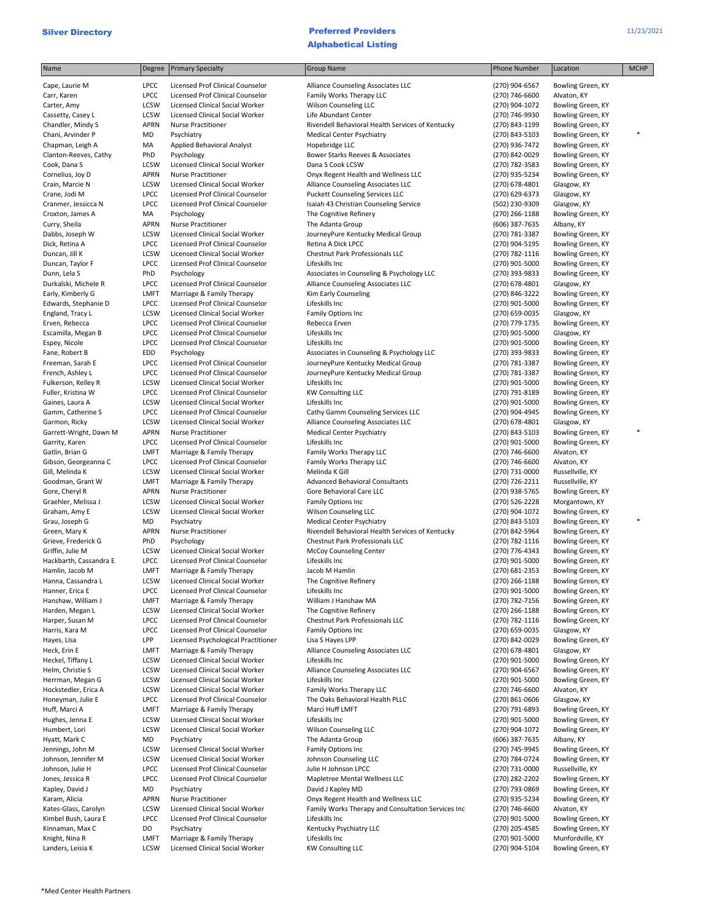Silver Directory

# Preferred Providers
## Alphabetical Listing

11/23/2021

| Name | Degree | Primary Specialty | Group Name | Phone Number | Location | MCHP |
|---|---|---|---|---|---|---|
| Cape, Laurie M | LPCC | Licensed Prof Clinical Counselor | Alliance Counseling Associates LLC | (270) 904-6567 | Bowling Green, KY | |
| Carr, Karen | LPCC | Licensed Prof Clinical Counselor | Family Works Therapy LLC | (270) 746-6600 | Alvaton, KY | |
| Carter, Amy | LCSW | Licensed Clinical Social Worker | Wilson Counseling LLC | (270) 904-1072 | Bowling Green, KY | |
| Cassetty, Casey L | LCSW | Licensed Clinical Social Worker | Life Abundant Center | (270) 746-9930 | Bowling Green, KY | |
| Chandler, Mindy S | APRN | Nurse Practitioner | Rivendell Behavioral Health Services of Kentucky | (270) 843-1199 | Bowling Green, KY | |
| Chani, Arvinder P | MD | Psychiatry | Medical Center Psychiatry | (270) 843-5103 | Bowling Green, KY | * |
| Chapman, Leigh A | MA | Applied Behavioral Analyst | Hopebridge LLC | (270) 936-7472 | Bowling Green, KY | |
| Clanton-Reeves, Cathy | PhD | Psychology | Bower Starks Reeves & Associates | (270) 842-0029 | Bowling Green, KY | |
| Cook, Dana S | LCSW | Licensed Clinical Social Worker | Dana S Cook LCSW | (270) 782-3583 | Bowling Green, KY | |
| Cornelius, Joy D | APRN | Nurse Practitioner | Onyx Regent Health and Wellness LLC | (270) 935-5234 | Bowling Green, KY | |
| Crain, Marcie N | LCSW | Licensed Clinical Social Worker | Alliance Counseling Associates LLC | (270) 678-4801 | Glasgow, KY | |
| Crane, Jodi M | LPCC | Licensed Prof Clinical Counselor | Puckett Counseling Services LLC | (270) 629-6373 | Glasgow, KY | |
| Cranmer, Jessicca N | LPCC | Licensed Prof Clinical Counselor | Isaiah 43 Christian Counseling Service | (502) 230-9309 | Glasgow, KY | |
| Croxton, James A | MA | Psychology | The Cognitive Refinery | (270) 266-1188 | Bowling Green, KY | |
| Curry, Sheila | APRN | Nurse Practitioner | The Adanta Group | (606) 387-7635 | Albany, KY | |
| Dabbs, Joseph W | LCSW | Licensed Clinical Social Worker | JourneyPure Kentucky Medical Group | (270) 781-3387 | Bowling Green, KY | |
| Dick, Retina A | LPCC | Licensed Prof Clinical Counselor | Retina A Dick LPCC | (270) 904-5195 | Bowling Green, KY | |
| Duncan, Jill K | LCSW | Licensed Clinical Social Worker | Chestnut Park Professionals LLC | (270) 782-1116 | Bowling Green, KY | |
| Duncan, Taylor F | LPCC | Licensed Prof Clinical Counselor | Lifeskills Inc | (270) 901-5000 | Bowling Green, KY | |
| Dunn, Lela S | PhD | Psychology | Associates in Counseling & Psychology LLC | (270) 393-9833 | Bowling Green, KY | |
| Durkalski, Michele R | LPCC | Licensed Prof Clinical Counselor | Alliance Counseling Associates LLC | (270) 678-4801 | Glasgow, KY | |
| Early, Kimberly G | LMFT | Marriage & Family Therapy | Kim Early Counseling | (270) 846-3222 | Bowling Green, KY | |
| Edwards, Stephanie D | LPCC | Licensed Prof Clinical Counselor | Lifeskills Inc | (270) 901-5000 | Bowling Green, KY | |
| England, Tracy L | LCSW | Licensed Clinical Social Worker | Family Options Inc | (270) 659-0035 | Glasgow, KY | |
| Erven, Rebecca | LPCC | Licensed Prof Clinical Counselor | Rebecca Erven | (270) 779-1735 | Bowling Green, KY | |
| Escamilla, Megan B | LPCC | Licensed Prof Clinical Counselor | Lifeskills Inc | (270) 901-5000 | Glasgow, KY | |
| Espey, Nicole | LPCC | Licensed Prof Clinical Counselor | Lifeskills Inc | (270) 901-5000 | Bowling Green, KY | |
| Fane, Robert B | EDD | Psychology | Associates in Counseling & Psychology LLC | (270) 393-9833 | Bowling Green, KY | |
| Freeman, Sarah E | LPCC | Licensed Prof Clinical Counselor | JourneyPure Kentucky Medical Group | (270) 781-3387 | Bowling Green, KY | |
| French, Ashley L | LPCC | Licensed Prof Clinical Counselor | JourneyPure Kentucky Medical Group | (270) 781-3387 | Bowling Green, KY | |
| Fulkerson, Kelley R | LCSW | Licensed Clinical Social Worker | Lifeskills Inc | (270) 901-5000 | Bowling Green, KY | |
| Fuller, Kristina W | LPCC | Licensed Prof Clinical Counselor | KW Consulting LLC | (270) 791-8189 | Bowling Green, KY | |
| Gaines, Laura A | LCSW | Licensed Clinical Social Worker | Lifeskills Inc | (270) 901-5000 | Bowling Green, KY | |
| Gamm, Catherine S | LPCC | Licensed Prof Clinical Counselor | Cathy Gamm Counseling Services LLC | (270) 904-4945 | Bowling Green, KY | |
| Garmon, Ricky | LCSW | Licensed Clinical Social Worker | Alliance Counseling Associates LLC | (270) 678-4801 | Glasgow, KY | |
| Garrett-Wright, Dawn M | APRN | Nurse Practitioner | Medical Center Psychiatry | (270) 843-5103 | Bowling Green, KY | * |
| Garrity, Karen | LPCC | Licensed Prof Clinical Counselor | Lifeskills Inc | (270) 901-5000 | Bowling Green, KY | |
| Gatlin, Brian G | LMFT | Marriage & Family Therapy | Family Works Therapy LLC | (270) 746-6600 | Alvaton, KY | |
| Gibson, Georgeanna C | LPCC | Licensed Prof Clinical Counselor | Family Works Therapy LLC | (270) 746-6600 | Alvaton, KY | |
| Gill, Melinda K | LCSW | Licensed Clinical Social Worker | Melinda K Gill | (270) 731-0000 | Russellville, KY | |
| Goodman, Grant W | LMFT | Marriage & Family Therapy | Advanced Behavioral Consultants | (270) 726-2211 | Russellville, KY | |
| Gore, Cheryl R | APRN | Nurse Practitioner | Gore Behavioral Care LLC | (270) 938-5765 | Bowling Green, KY | |
| Graehler, Melissa J | LCSW | Licensed Clinical Social Worker | Family Options Inc | (270) 526-2228 | Morgantown, KY | |
| Graham, Amy E | LCSW | Licensed Clinical Social Worker | Wilson Counseling LLC | (270) 904-1072 | Bowling Green, KY | |
| Grau, Joseph G | MD | Psychiatry | Medical Center Psychiatry | (270) 843-5103 | Bowling Green, KY | * |
| Green, Mary K | APRN | Nurse Practitioner | Rivendell Behavioral Health Services of Kentucky | (270) 842-5964 | Bowling Green, KY | |
| Grieve, Frederick G | PhD | Psychology | Chestnut Park Professionals LLC | (270) 782-1116 | Bowling Green, KY | |
| Griffin, Julie M | LCSW | Licensed Clinical Social Worker | McCoy Counseling Center | (270) 776-4343 | Bowling Green, KY | |
| Hackbarth, Cassandra E | LPCC | Licensed Prof Clinical Counselor | Lifeskills Inc | (270) 901-5000 | Bowling Green, KY | |
| Hamlin, Jacob M | LMFT | Marriage & Family Therapy | Jacob M Hamlin | (270) 681-2353 | Bowling Green, KY | |
| Hanna, Cassandra L | LCSW | Licensed Clinical Social Worker | The Cognitive Refinery | (270) 266-1188 | Bowling Green, KY | |
| Hanner, Erica E | LPCC | Licensed Prof Clinical Counselor | Lifeskills Inc | (270) 901-5000 | Bowling Green, KY | |
| Hanshaw, William J | LMFT | Marriage & Family Therapy | William J Hanshaw MA | (270) 782-7156 | Bowling Green, KY | |
| Harden, Megan L | LCSW | Licensed Clinical Social Worker | The Cognitive Refinery | (270) 266-1188 | Bowling Green, KY | |
| Harper, Susan M | LPCC | Licensed Prof Clinical Counselor | Chestnut Park Professionals LLC | (270) 782-1116 | Bowling Green, KY | |
| Harris, Kara M | LPCC | Licensed Prof Clinical Counselor | Family Options Inc | (270) 659-0035 | Glasgow, KY | |
| Hayes, Lisa | LPP | Licensed Psychological Practitioner | Lisa S Hayes LPP | (270) 842-0029 | Bowling Green, KY | |
| Heck, Erin E | LMFT | Marriage & Family Therapy | Alliance Counseling Associates LLC | (270) 678-4801 | Glasgow, KY | |
| Heckel, Tiffany L | LCSW | Licensed Clinical Social Worker | Lifeskills Inc | (270) 901-5000 | Bowling Green, KY | |
| Helm, Christie S | LCSW | Licensed Clinical Social Worker | Alliance Counseling Associates LLC | (270) 904-6567 | Bowling Green, KY | |
| Herrman, Megan G | LCSW | Licensed Clinical Social Worker | Lifeskills Inc | (270) 901-5000 | Bowling Green, KY | |
| Hockstedler, Erica A | LCSW | Licensed Clinical Social Worker | Family Works Therapy LLC | (270) 746-6600 | Alvaton, KY | |
| Honeyman, Julie E | LPCC | Licensed Prof Clinical Counselor | The Oaks Behavioral Health PLLC | (270) 861-0606 | Glasgow, KY | |
| Huff, Marci A | LMFT | Marriage & Family Therapy | Marci Huff LMFT | (270) 791-6893 | Bowling Green, KY | |
| Hughes, Jenna E | LCSW | Licensed Clinical Social Worker | Lifeskills Inc | (270) 901-5000 | Bowling Green, KY | |
| Humbert, Lori | LCSW | Licensed Clinical Social Worker | Wilson Counseling LLC | (270) 904-1072 | Bowling Green, KY | |
| Hyatt, Mark C | MD | Psychiatry | The Adanta Group | (606) 387-7635 | Albany, KY | |
| Jennings, John M | LCSW | Licensed Clinical Social Worker | Family Options Inc | (270) 745-9945 | Bowling Green, KY | |
| Johnson, Jennifer M | LCSW | Licensed Clinical Social Worker | Johnson Counseling LLC | (270) 784-0724 | Bowling Green, KY | |
| Johnson, Julie H | LPCC | Licensed Prof Clinical Counselor | Julie H Johnson LPCC | (270) 731-0000 | Russellville, KY | |
| Jones, Jessica R | LPCC | Licensed Prof Clinical Counselor | Mapletree Mental Wellness LLC | (270) 282-2202 | Bowling Green, KY | |
| Kapley, David J | MD | Psychiatry | David J Kapley MD | (270) 793-0869 | Bowling Green, KY | |
| Karam, Alicia | APRN | Nurse Practitioner | Onyx Regent Health and Wellness LLC | (270) 935-5234 | Bowling Green, KY | |
| Kates-Glass, Carolyn | LCSW | Licensed Clinical Social Worker | Family Works Therapy and Consultation Services Inc | (270) 746-6600 | Alvaton, KY | |
| Kimbel Bush, Laura E | LPCC | Licensed Prof Clinical Counselor | Lifeskills Inc | (270) 901-5000 | Bowling Green, KY | |
| Kinnaman, Max C | DO | Psychiatry | Kentucky Psychiatry LLC | (270) 205-4585 | Bowling Green, KY | |
| Knight, Nina R | LMFT | Marriage & Family Therapy | Lifeskills Inc | (270) 901-5000 | Munfordville, KY | |
| Landers, Leisia K | LCSW | Licensed Clinical Social Worker | KW Consulting LLC | (270) 904-5104 | Bowling Green, KY | |

*Med Center Health Partners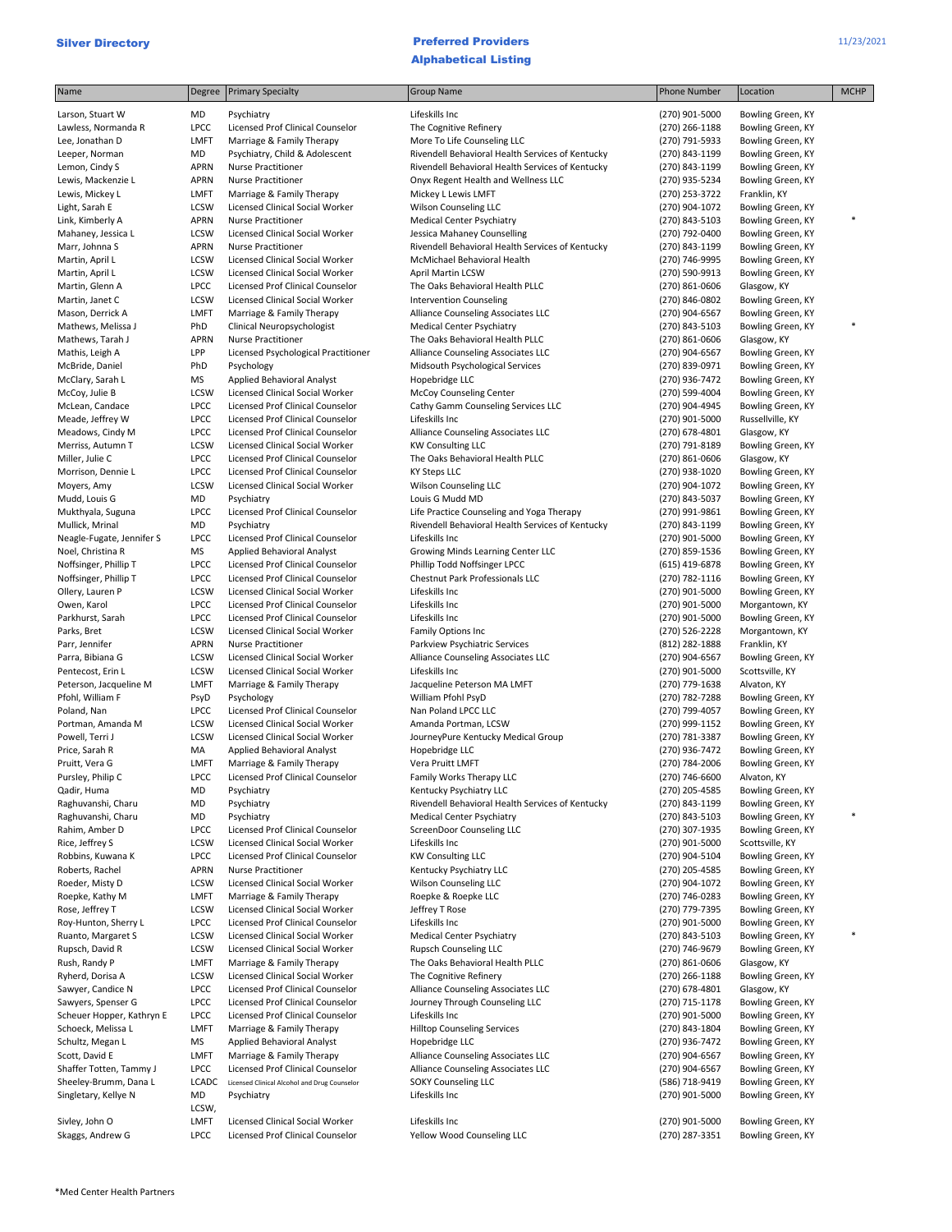Silver Directory

**Preferred Providers**
**Alphabetical Listing**

11/23/2021

| Name | Degree | Primary Specialty | Group Name | Phone Number | Location | MCHP |
|---|---|---|---|---|---|---|
| Larson, Stuart W | MD | Psychiatry | Lifeskills Inc | (270) 901-5000 | Bowling Green, KY | |
| Lawless, Normanda R | LPCC | Licensed Prof Clinical Counselor | The Cognitive Refinery | (270) 266-1188 | Bowling Green, KY | |
| Lee, Jonathan D | LMFT | Marriage & Family Therapy | More To Life Counseling LLC | (270) 791-5933 | Bowling Green, KY | |
| Leeper, Norman | MD | Psychiatry, Child & Adolescent | Rivendell Behavioral Health Services of Kentucky | (270) 843-1199 | Bowling Green, KY | |
| Lemon, Cindy S | APRN | Nurse Practitioner | Rivendell Behavioral Health Services of Kentucky | (270) 843-1199 | Bowling Green, KY | |
| Lewis, Mackenzie L | APRN | Nurse Practitioner | Onyx Regent Health and Wellness LLC | (270) 935-5234 | Bowling Green, KY | |
| Lewis, Mickey L | LMFT | Marriage & Family Therapy | Mickey L Lewis LMFT | (270) 253-3722 | Franklin, KY | |
| Light, Sarah E | LCSW | Licensed Clinical Social Worker | Wilson Counseling LLC | (270) 904-1072 | Bowling Green, KY | |
| Link, Kimberly A | APRN | Nurse Practitioner | Medical Center Psychiatry | (270) 843-5103 | Bowling Green, KY | * |
| Mahaney, Jessica L | LCSW | Licensed Clinical Social Worker | Jessica Mahaney Counselling | (270) 792-0400 | Bowling Green, KY | |
| Marr, Johnna S | APRN | Nurse Practitioner | Rivendell Behavioral Health Services of Kentucky | (270) 843-1199 | Bowling Green, KY | |
| Martin, April L | LCSW | Licensed Clinical Social Worker | McMichael Behavioral Health | (270) 746-9995 | Bowling Green, KY | |
| Martin, April L | LCSW | Licensed Clinical Social Worker | April Martin LCSW | (270) 590-9913 | Bowling Green, KY | |
| Martin, Glenn A | LPCC | Licensed Prof Clinical Counselor | The Oaks Behavioral Health PLLC | (270) 861-0606 | Glasgow, KY | |
| Martin, Janet C | LCSW | Licensed Clinical Social Worker | Intervention Counseling | (270) 846-0802 | Bowling Green, KY | |
| Mason, Derrick A | LMFT | Marriage & Family Therapy | Alliance Counseling Associates LLC | (270) 904-6567 | Bowling Green, KY | |
| Mathews, Melissa J | PhD | Clinical Neuropsychologist | Medical Center Psychiatry | (270) 843-5103 | Bowling Green, KY | * |
| Mathews, Tarah J | APRN | Nurse Practitioner | The Oaks Behavioral Health PLLC | (270) 861-0606 | Glasgow, KY | |
| Mathis, Leigh A | LPP | Licensed Psychological Practitioner | Alliance Counseling Associates LLC | (270) 904-6567 | Bowling Green, KY | |
| McBride, Daniel | PhD | Psychology | Midsouth Psychological Services | (270) 839-0971 | Bowling Green, KY | |
| McClary, Sarah L | MS | Applied Behavioral Analyst | Hopebridge LLC | (270) 936-7472 | Bowling Green, KY | |
| McCoy, Julie B | LCSW | Licensed Clinical Social Worker | McCoy Counseling Center | (270) 599-4004 | Bowling Green, KY | |
| McLean, Candace | LPCC | Licensed Prof Clinical Counselor | Cathy Gamm Counseling Services LLC | (270) 904-4945 | Bowling Green, KY | |
| Meade, Jeffrey W | LPCC | Licensed Prof Clinical Counselor | Lifeskills Inc | (270) 901-5000 | Russellville, KY | |
| Meadows, Cindy M | LPCC | Licensed Prof Clinical Counselor | Alliance Counseling Associates LLC | (270) 678-4801 | Glasgow, KY | |
| Merriss, Autumn T | LCSW | Licensed Clinical Social Worker | KW Consulting LLC | (270) 791-8189 | Bowling Green, KY | |
| Miller, Julie C | LPCC | Licensed Prof Clinical Counselor | The Oaks Behavioral Health PLLC | (270) 861-0606 | Glasgow, KY | |
| Morrison, Dennie L | LPCC | Licensed Prof Clinical Counselor | KY Steps LLC | (270) 938-1020 | Bowling Green, KY | |
| Moyers, Amy | LCSW | Licensed Clinical Social Worker | Wilson Counseling LLC | (270) 904-1072 | Bowling Green, KY | |
| Mudd, Louis G | MD | Psychiatry | Louis G Mudd MD | (270) 843-5037 | Bowling Green, KY | |
| Mukthyala, Suguna | LPCC | Licensed Prof Clinical Counselor | Life Practice Counseling and Yoga Therapy | (270) 991-9861 | Bowling Green, KY | |
| Mullick, Mrinal | MD | Psychiatry | Rivendell Behavioral Health Services of Kentucky | (270) 843-1199 | Bowling Green, KY | |
| Neagle-Fugate, Jennifer S | LPCC | Licensed Prof Clinical Counselor | Lifeskills Inc | (270) 901-5000 | Bowling Green, KY | |
| Noel, Christina R | MS | Applied Behavioral Analyst | Growing Minds Learning Center LLC | (270) 859-1536 | Bowling Green, KY | |
| Noffsinger, Phillip T | LPCC | Licensed Prof Clinical Counselor | Phillip Todd Noffsinger LPCC | (615) 419-6878 | Bowling Green, KY | |
| Noffsinger, Phillip T | LPCC | Licensed Prof Clinical Counselor | Chestnut Park Professionals LLC | (270) 782-1116 | Bowling Green, KY | |
| Ollery, Lauren P | LCSW | Licensed Clinical Social Worker | Lifeskills Inc | (270) 901-5000 | Bowling Green, KY | |
| Owen, Karol | LPCC | Licensed Prof Clinical Counselor | Lifeskills Inc | (270) 901-5000 | Morgantown, KY | |
| Parkhurst, Sarah | LPCC | Licensed Prof Clinical Counselor | Lifeskills Inc | (270) 901-5000 | Bowling Green, KY | |
| Parks, Bret | LCSW | Licensed Clinical Social Worker | Family Options Inc | (270) 526-2228 | Morgantown, KY | |
| Parr, Jennifer | APRN | Nurse Practitioner | Parkview Psychiatric Services | (812) 282-1888 | Franklin, KY | |
| Parra, Bibiana G | LCSW | Licensed Clinical Social Worker | Alliance Counseling Associates LLC | (270) 904-6567 | Bowling Green, KY | |
| Pentecost, Erin L | LCSW | Licensed Clinical Social Worker | Lifeskills Inc | (270) 901-5000 | Scottsville, KY | |
| Peterson, Jacqueline M | LMFT | Marriage & Family Therapy | Jacqueline Peterson MA LMFT | (270) 779-1638 | Alvaton, KY | |
| Pfohl, William F | PsyD | Psychology | William Pfohl PsyD | (270) 782-7288 | Bowling Green, KY | |
| Poland, Nan | LPCC | Licensed Prof Clinical Counselor | Nan Poland LPCC LLC | (270) 799-4057 | Bowling Green, KY | |
| Portman, Amanda M | LCSW | Licensed Clinical Social Worker | Amanda Portman, LCSW | (270) 999-1152 | Bowling Green, KY | |
| Powell, Terri J | LCSW | Licensed Clinical Social Worker | JourneyPure Kentucky Medical Group | (270) 781-3387 | Bowling Green, KY | |
| Price, Sarah R | MA | Applied Behavioral Analyst | Hopebridge LLC | (270) 936-7472 | Bowling Green, KY | |
| Pruitt, Vera G | LMFT | Marriage & Family Therapy | Vera Pruitt LMFT | (270) 784-2006 | Bowling Green, KY | |
| Pursley, Philip C | LPCC | Licensed Prof Clinical Counselor | Family Works Therapy LLC | (270) 746-6600 | Alvaton, KY | |
| Qadir, Huma | MD | Psychiatry | Kentucky Psychiatry LLC | (270) 205-4585 | Bowling Green, KY | |
| Raghuvanshi, Charu | MD | Psychiatry | Rivendell Behavioral Health Services of Kentucky | (270) 843-1199 | Bowling Green, KY | |
| Raghuvanshi, Charu | MD | Psychiatry | Medical Center Psychiatry | (270) 843-5103 | Bowling Green, KY | * |
| Rahim, Amber D | LPCC | Licensed Prof Clinical Counselor | ScreenDoor Counseling LLC | (270) 307-1935 | Bowling Green, KY | |
| Rice, Jeffrey S | LCSW | Licensed Clinical Social Worker | Lifeskills Inc | (270) 901-5000 | Scottsville, KY | |
| Robbins, Kuwana K | LPCC | Licensed Prof Clinical Counselor | KW Consulting LLC | (270) 904-5104 | Bowling Green, KY | |
| Roberts, Rachel | APRN | Nurse Practitioner | Kentucky Psychiatry LLC | (270) 205-4585 | Bowling Green, KY | |
| Roeder, Misty D | LCSW | Licensed Clinical Social Worker | Wilson Counseling LLC | (270) 904-1072 | Bowling Green, KY | |
| Roepke, Kathy M | LMFT | Marriage & Family Therapy | Roepke & Roepke LLC | (270) 746-0283 | Bowling Green, KY | |
| Rose, Jeffrey T | LCSW | Licensed Clinical Social Worker | Jeffrey T Rose | (270) 779-7395 | Bowling Green, KY | |
| Roy-Hunton, Sherry L | LPCC | Licensed Prof Clinical Counselor | Lifeskills Inc | (270) 901-5000 | Bowling Green, KY | |
| Ruanto, Margaret S | LCSW | Licensed Clinical Social Worker | Medical Center Psychiatry | (270) 843-5103 | Bowling Green, KY | * |
| Rupsch, David R | LCSW | Licensed Clinical Social Worker | Rupsch Counseling LLC | (270) 746-9679 | Bowling Green, KY | |
| Rush, Randy P | LMFT | Marriage & Family Therapy | The Oaks Behavioral Health PLLC | (270) 861-0606 | Glasgow, KY | |
| Ryherd, Dorisa A | LCSW | Licensed Clinical Social Worker | The Cognitive Refinery | (270) 266-1188 | Bowling Green, KY | |
| Sawyer, Candice N | LPCC | Licensed Prof Clinical Counselor | Alliance Counseling Associates LLC | (270) 678-4801 | Glasgow, KY | |
| Sawyers, Spenser G | LPCC | Licensed Prof Clinical Counselor | Journey Through Counseling LLC | (270) 715-1178 | Bowling Green, KY | |
| Scheuer Hopper, Kathryn E | LPCC | Licensed Prof Clinical Counselor | Lifeskills Inc | (270) 901-5000 | Bowling Green, KY | |
| Schoeck, Melissa L | LMFT | Marriage & Family Therapy | Hilltop Counseling Services | (270) 843-1804 | Bowling Green, KY | |
| Schultz, Megan L | MS | Applied Behavioral Analyst | Hopebridge LLC | (270) 936-7472 | Bowling Green, KY | |
| Scott, David E | LMFT | Marriage & Family Therapy | Alliance Counseling Associates LLC | (270) 904-6567 | Bowling Green, KY | |
| Shaffer Totten, Tammy J | LPCC | Licensed Prof Clinical Counselor | Alliance Counseling Associates LLC | (270) 904-6567 | Bowling Green, KY | |
| Sheeley-Brumm, Dana L | LCADC | Licensed Clinical Alcohol and Drug Counselor | SOKY Counseling LLC | (586) 718-9419 | Bowling Green, KY | |
| Singletary, Kellye N | MD | Psychiatry | Lifeskills Inc | (270) 901-5000 | Bowling Green, KY | |
| Sivley, John O | LCSW, LMFT | Licensed Clinical Social Worker | Lifeskills Inc | (270) 901-5000 | Bowling Green, KY | |
| Skaggs, Andrew G | LPCC | Licensed Prof Clinical Counselor | Yellow Wood Counseling LLC | (270) 287-3351 | Bowling Green, KY | |

*Med Center Health Partners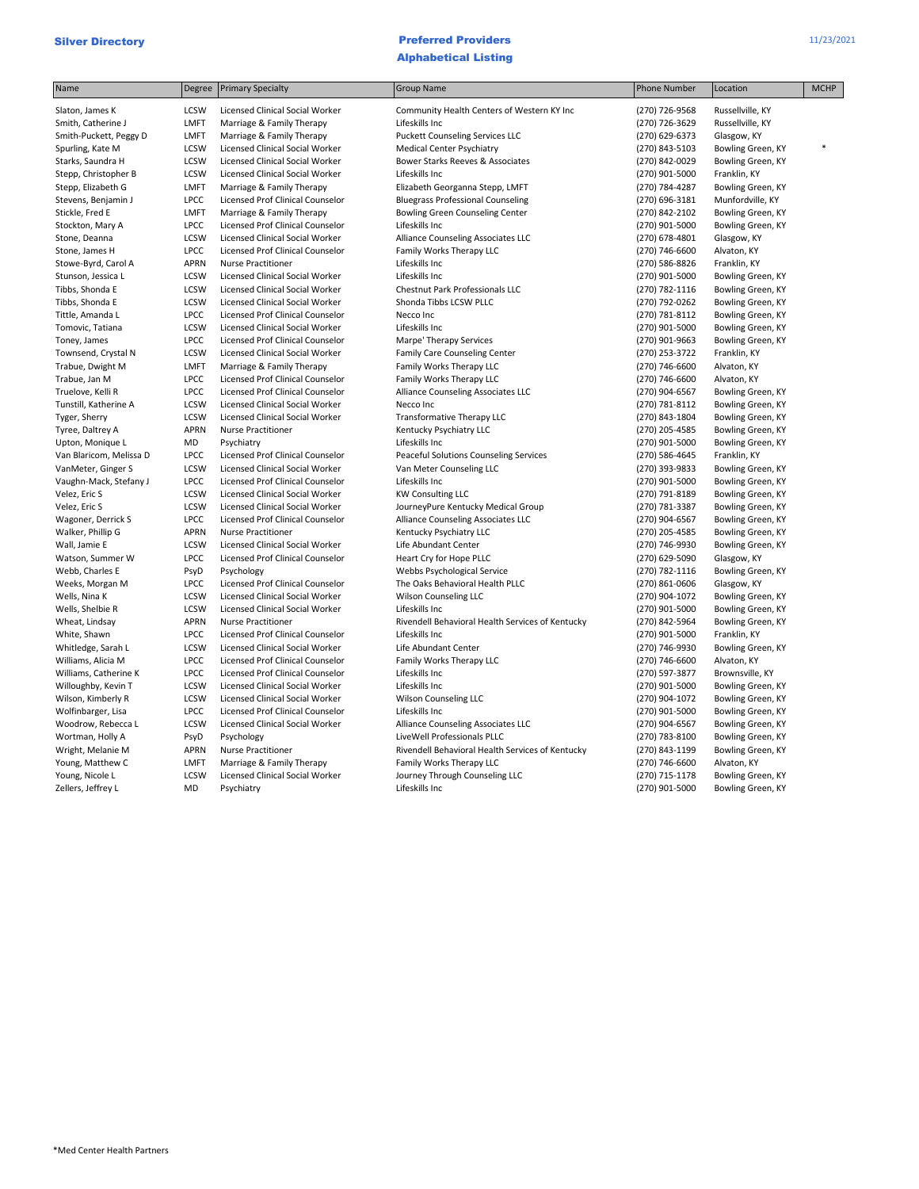Silver Directory

**Preferred Providers**
**Alphabetical Listing**

11/23/2021

| Name | Degree | Primary Specialty | Group Name | Phone Number | Location | MCHP |
|---|---|---|---|---|---|---|
| Slaton, James K | LCSW | Licensed Clinical Social Worker | Community Health Centers of Western KY Inc | (270) 726-9568 | Russellville, KY | |
| Smith, Catherine J | LMFT | Marriage & Family Therapy | Lifeskills Inc | (270) 726-3629 | Russellville, KY | |
| Smith-Puckett, Peggy D | LMFT | Marriage & Family Therapy | Puckett Counseling Services LLC | (270) 629-6373 | Glasgow, KY | |
| Spurling, Kate M | LCSW | Licensed Clinical Social Worker | Medical Center Psychiatry | (270) 843-5103 | Bowling Green, KY | * |
| Starks, Saundra H | LCSW | Licensed Clinical Social Worker | Bower Starks Reeves & Associates | (270) 842-0029 | Bowling Green, KY | |
| Stepp, Christopher B | LCSW | Licensed Clinical Social Worker | Lifeskills Inc | (270) 901-5000 | Franklin, KY | |
| Stepp, Elizabeth G | LMFT | Marriage & Family Therapy | Elizabeth Georganna Stepp, LMFT | (270) 784-4287 | Bowling Green, KY | |
| Stevens, Benjamin J | LPCC | Licensed Prof Clinical Counselor | Bluegrass Professional Counseling | (270) 696-3181 | Munfordville, KY | |
| Stickle, Fred E | LMFT | Marriage & Family Therapy | Bowling Green Counseling Center | (270) 842-2102 | Bowling Green, KY | |
| Stockton, Mary A | LPCC | Licensed Prof Clinical Counselor | Lifeskills Inc | (270) 901-5000 | Bowling Green, KY | |
| Stone, Deanna | LCSW | Licensed Clinical Social Worker | Alliance Counseling Associates LLC | (270) 678-4801 | Glasgow, KY | |
| Stone, James H | LPCC | Licensed Prof Clinical Counselor | Family Works Therapy LLC | (270) 746-6600 | Alvaton, KY | |
| Stowe-Byrd, Carol A | APRN | Nurse Practitioner | Lifeskills Inc | (270) 586-8826 | Franklin, KY | |
| Stunson, Jessica L | LCSW | Licensed Clinical Social Worker | Lifeskills Inc | (270) 901-5000 | Bowling Green, KY | |
| Tibbs, Shonda E | LCSW | Licensed Clinical Social Worker | Chestnut Park Professionals LLC | (270) 782-1116 | Bowling Green, KY | |
| Tibbs, Shonda E | LCSW | Licensed Clinical Social Worker | Shonda Tibbs LCSW PLLC | (270) 792-0262 | Bowling Green, KY | |
| Tittle, Amanda L | LPCC | Licensed Prof Clinical Counselor | Necco Inc | (270) 781-8112 | Bowling Green, KY | |
| Tomovic, Tatiana | LCSW | Licensed Clinical Social Worker | Lifeskills Inc | (270) 901-5000 | Bowling Green, KY | |
| Toney, James | LPCC | Licensed Prof Clinical Counselor | Marpe' Therapy Services | (270) 901-9663 | Bowling Green, KY | |
| Townsend, Crystal N | LCSW | Licensed Clinical Social Worker | Family Care Counseling Center | (270) 253-3722 | Franklin, KY | |
| Trabue, Dwight M | LMFT | Marriage & Family Therapy | Family Works Therapy LLC | (270) 746-6600 | Alvaton, KY | |
| Trabue, Jan M | LPCC | Licensed Prof Clinical Counselor | Family Works Therapy LLC | (270) 746-6600 | Alvaton, KY | |
| Truelove, Kelli R | LPCC | Licensed Prof Clinical Counselor | Alliance Counseling Associates LLC | (270) 904-6567 | Bowling Green, KY | |
| Tunstill, Katherine A | LCSW | Licensed Clinical Social Worker | Necco Inc | (270) 781-8112 | Bowling Green, KY | |
| Tyger, Sherry | LCSW | Licensed Clinical Social Worker | Transformative Therapy LLC | (270) 843-1804 | Bowling Green, KY | |
| Tyree, Daltrey A | APRN | Nurse Practitioner | Kentucky Psychiatry LLC | (270) 205-4585 | Bowling Green, KY | |
| Upton, Monique L | MD | Psychiatry | Lifeskills Inc | (270) 901-5000 | Bowling Green, KY | |
| Van Blaricom, Melissa D | LPCC | Licensed Prof Clinical Counselor | Peaceful Solutions Counseling Services | (270) 586-4645 | Franklin, KY | |
| VanMeter, Ginger S | LCSW | Licensed Clinical Social Worker | Van Meter Counseling LLC | (270) 393-9833 | Bowling Green, KY | |
| Vaughn-Mack, Stefany J | LPCC | Licensed Prof Clinical Counselor | Lifeskills Inc | (270) 901-5000 | Bowling Green, KY | |
| Velez, Eric S | LCSW | Licensed Clinical Social Worker | KW Consulting LLC | (270) 791-8189 | Bowling Green, KY | |
| Velez, Eric S | LCSW | Licensed Clinical Social Worker | JourneyPure Kentucky Medical Group | (270) 781-3387 | Bowling Green, KY | |
| Wagoner, Derrick S | LPCC | Licensed Prof Clinical Counselor | Alliance Counseling Associates LLC | (270) 904-6567 | Bowling Green, KY | |
| Walker, Phillip G | APRN | Nurse Practitioner | Kentucky Psychiatry LLC | (270) 205-4585 | Bowling Green, KY | |
| Wall, Jamie E | LCSW | Licensed Clinical Social Worker | Life Abundant Center | (270) 746-9930 | Bowling Green, KY | |
| Watson, Summer W | LPCC | Licensed Prof Clinical Counselor | Heart Cry for Hope PLLC | (270) 629-5090 | Glasgow, KY | |
| Webb, Charles E | PsyD | Psychology | Webbs Psychological Service | (270) 782-1116 | Bowling Green, KY | |
| Weeks, Morgan M | LPCC | Licensed Prof Clinical Counselor | The Oaks Behavioral Health PLLC | (270) 861-0606 | Glasgow, KY | |
| Wells, Nina K | LCSW | Licensed Clinical Social Worker | Wilson Counseling LLC | (270) 904-1072 | Bowling Green, KY | |
| Wells, Shelbie R | LCSW | Licensed Clinical Social Worker | Lifeskills Inc | (270) 901-5000 | Bowling Green, KY | |
| Wheat, Lindsay | APRN | Nurse Practitioner | Rivendell Behavioral Health Services of Kentucky | (270) 842-5964 | Bowling Green, KY | |
| White, Shawn | LPCC | Licensed Prof Clinical Counselor | Lifeskills Inc | (270) 901-5000 | Franklin, KY | |
| Whitledge, Sarah L | LCSW | Licensed Clinical Social Worker | Life Abundant Center | (270) 746-9930 | Bowling Green, KY | |
| Williams, Alicia M | LPCC | Licensed Prof Clinical Counselor | Family Works Therapy LLC | (270) 746-6600 | Alvaton, KY | |
| Williams, Catherine K | LPCC | Licensed Prof Clinical Counselor | Lifeskills Inc | (270) 597-3877 | Brownsville, KY | |
| Willoughby, Kevin T | LCSW | Licensed Clinical Social Worker | Lifeskills Inc | (270) 901-5000 | Bowling Green, KY | |
| Wilson, Kimberly R | LCSW | Licensed Clinical Social Worker | Wilson Counseling LLC | (270) 904-1072 | Bowling Green, KY | |
| Wolfinbarger, Lisa | LPCC | Licensed Prof Clinical Counselor | Lifeskills Inc | (270) 901-5000 | Bowling Green, KY | |
| Woodrow, Rebecca L | LCSW | Licensed Clinical Social Worker | Alliance Counseling Associates LLC | (270) 904-6567 | Bowling Green, KY | |
| Wortman, Holly A | PsyD | Psychology | LiveWell Professionals PLLC | (270) 783-8100 | Bowling Green, KY | |
| Wright, Melanie M | APRN | Nurse Practitioner | Rivendell Behavioral Health Services of Kentucky | (270) 843-1199 | Bowling Green, KY | |
| Young, Matthew C | LMFT | Marriage & Family Therapy | Family Works Therapy LLC | (270) 746-6600 | Alvaton, KY | |
| Young, Nicole L | LCSW | Licensed Clinical Social Worker | Journey Through Counseling LLC | (270) 715-1178 | Bowling Green, KY | |
| Zellers, Jeffrey L | MD | Psychiatry | Lifeskills Inc | (270) 901-5000 | Bowling Green, KY | |

*Med Center Health Partners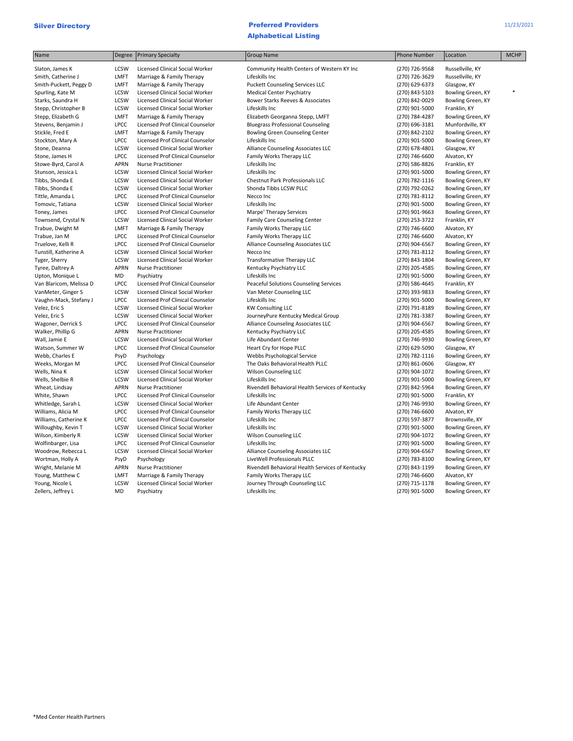**Silver Directory**

**Preferred Providers**
**Alphabetical Listing**

| Name | Degree | Primary Specialty | Group Name | Phone Number | Location | MCHP |
|---|---|---|---|---|---|---|
| Slaton, James K | LCSW | Licensed Clinical Social Worker | Community Health Centers of Western KY Inc | (270) 726-9568 | Russellville, KY | |
| Smith, Catherine J | LMFT | Marriage & Family Therapy | Lifeskills Inc | (270) 726-3629 | Russellville, KY | |
| Smith-Puckett, Peggy D | LMFT | Marriage & Family Therapy | Puckett Counseling Services LLC | (270) 629-6373 | Glasgow, KY | |
| Spurling, Kate M | LCSW | Licensed Clinical Social Worker | Medical Center Psychiatry | (270) 843-5103 | Bowling Green, KY | * |
| Starks, Saundra H | LCSW | Licensed Clinical Social Worker | Bower Starks Reeves & Associates | (270) 842-0029 | Bowling Green, KY | |
| Stepp, Christopher B | LCSW | Licensed Clinical Social Worker | Lifeskills Inc | (270) 901-5000 | Franklin, KY | |
| Stepp, Elizabeth G | LMFT | Marriage & Family Therapy | Elizabeth Georganna Stepp, LMFT | (270) 784-4287 | Bowling Green, KY | |
| Stevens, Benjamin J | LPCC | Licensed Prof Clinical Counselor | Bluegrass Professional Counseling | (270) 696-3181 | Munfordville, KY | |
| Stickle, Fred E | LMFT | Marriage & Family Therapy | Bowling Green Counseling Center | (270) 842-2102 | Bowling Green, KY | |
| Stockton, Mary A | LPCC | Licensed Prof Clinical Counselor | Lifeskills Inc | (270) 901-5000 | Bowling Green, KY | |
| Stone, Deanna | LCSW | Licensed Clinical Social Worker | Alliance Counseling Associates LLC | (270) 678-4801 | Glasgow, KY | |
| Stone, James H | LPCC | Licensed Prof Clinical Counselor | Family Works Therapy LLC | (270) 746-6600 | Alvaton, KY | |
| Stowe-Byrd, Carol A | APRN | Nurse Practitioner | Lifeskills Inc | (270) 586-8826 | Franklin, KY | |
| Stunson, Jessica L | LCSW | Licensed Clinical Social Worker | Lifeskills Inc | (270) 901-5000 | Bowling Green, KY | |
| Tibbs, Shonda E | LCSW | Licensed Clinical Social Worker | Chestnut Park Professionals LLC | (270) 782-1116 | Bowling Green, KY | |
| Tibbs, Shonda E | LCSW | Licensed Clinical Social Worker | Shonda Tibbs LCSW PLLC | (270) 792-0262 | Bowling Green, KY | |
| Tittle, Amanda L | LPCC | Licensed Prof Clinical Counselor | Necco Inc | (270) 781-8112 | Bowling Green, KY | |
| Tomovic, Tatiana | LCSW | Licensed Clinical Social Worker | Lifeskills Inc | (270) 901-5000 | Bowling Green, KY | |
| Toney, James | LPCC | Licensed Prof Clinical Counselor | Marpe' Therapy Services | (270) 901-9663 | Bowling Green, KY | |
| Townsend, Crystal N | LCSW | Licensed Clinical Social Worker | Family Care Counseling Center | (270) 253-3722 | Franklin, KY | |
| Trabue, Dwight M | LMFT | Marriage & Family Therapy | Family Works Therapy LLC | (270) 746-6600 | Alvaton, KY | |
| Trabue, Jan M | LPCC | Licensed Prof Clinical Counselor | Family Works Therapy LLC | (270) 746-6600 | Alvaton, KY | |
| Truelove, Kelli R | LPCC | Licensed Prof Clinical Counselor | Alliance Counseling Associates LLC | (270) 904-6567 | Bowling Green, KY | |
| Tunstill, Katherine A | LCSW | Licensed Clinical Social Worker | Necco Inc | (270) 781-8112 | Bowling Green, KY | |
| Tyger, Sherry | LCSW | Licensed Clinical Social Worker | Transformative Therapy LLC | (270) 843-1804 | Bowling Green, KY | |
| Tyree, Daltrey A | APRN | Nurse Practitioner | Kentucky Psychiatry LLC | (270) 205-4585 | Bowling Green, KY | |
| Upton, Monique L | MD | Psychiatry | Lifeskills Inc | (270) 901-5000 | Bowling Green, KY | |
| Van Blaricom, Melissa D | LPCC | Licensed Prof Clinical Counselor | Peaceful Solutions Counseling Services | (270) 586-4645 | Franklin, KY | |
| VanMeter, Ginger S | LCSW | Licensed Clinical Social Worker | Van Meter Counseling LLC | (270) 393-9833 | Bowling Green, KY | |
| Vaughn-Mack, Stefany J | LPCC | Licensed Prof Clinical Counselor | Lifeskills Inc | (270) 901-5000 | Bowling Green, KY | |
| Velez, Eric S | LCSW | Licensed Clinical Social Worker | KW Consulting LLC | (270) 791-8189 | Bowling Green, KY | |
| Velez, Eric S | LCSW | Licensed Clinical Social Worker | JourneyPure Kentucky Medical Group | (270) 781-3387 | Bowling Green, KY | |
| Wagoner, Derrick S | LPCC | Licensed Prof Clinical Counselor | Alliance Counseling Associates LLC | (270) 904-6567 | Bowling Green, KY | |
| Walker, Phillip G | APRN | Nurse Practitioner | Kentucky Psychiatry LLC | (270) 205-4585 | Bowling Green, KY | |
| Wall, Jamie E | LCSW | Licensed Clinical Social Worker | Life Abundant Center | (270) 746-9930 | Bowling Green, KY | |
| Watson, Summer W | LPCC | Licensed Prof Clinical Counselor | Heart Cry for Hope PLLC | (270) 629-5090 | Glasgow, KY | |
| Webb, Charles E | PsyD | Psychology | Webbs Psychological Service | (270) 782-1116 | Bowling Green, KY | |
| Weeks, Morgan M | LPCC | Licensed Prof Clinical Counselor | The Oaks Behavioral Health PLLC | (270) 861-0606 | Glasgow, KY | |
| Wells, Nina K | LCSW | Licensed Clinical Social Worker | Wilson Counseling LLC | (270) 904-1072 | Bowling Green, KY | |
| Wells, Shelbie R | LCSW | Licensed Clinical Social Worker | Lifeskills Inc | (270) 901-5000 | Bowling Green, KY | |
| Wheat, Lindsay | APRN | Nurse Practitioner | Rivendell Behavioral Health Services of Kentucky | (270) 842-5964 | Bowling Green, KY | |
| White, Shawn | LPCC | Licensed Prof Clinical Counselor | Lifeskills Inc | (270) 901-5000 | Franklin, KY | |
| Whitledge, Sarah L | LCSW | Licensed Clinical Social Worker | Life Abundant Center | (270) 746-9930 | Bowling Green, KY | |
| Williams, Alicia M | LPCC | Licensed Prof Clinical Counselor | Family Works Therapy LLC | (270) 746-6600 | Alvaton, KY | |
| Williams, Catherine K | LPCC | Licensed Prof Clinical Counselor | Lifeskills Inc | (270) 597-3877 | Brownsville, KY | |
| Willoughby, Kevin T | LCSW | Licensed Clinical Social Worker | Lifeskills Inc | (270) 901-5000 | Bowling Green, KY | |
| Wilson, Kimberly R | LCSW | Licensed Clinical Social Worker | Wilson Counseling LLC | (270) 904-1072 | Bowling Green, KY | |
| Wolfinbarger, Lisa | LPCC | Licensed Prof Clinical Counselor | Lifeskills Inc | (270) 901-5000 | Bowling Green, KY | |
| Woodrow, Rebecca L | LCSW | Licensed Clinical Social Worker | Alliance Counseling Associates LLC | (270) 904-6567 | Bowling Green, KY | |
| Wortman, Holly A | PsyD | Psychology | LiveWell Professionals PLLC | (270) 783-8100 | Bowling Green, KY | |
| Wright, Melanie M | APRN | Nurse Practitioner | Rivendell Behavioral Health Services of Kentucky | (270) 843-1199 | Bowling Green, KY | |
| Young, Matthew C | LMFT | Marriage & Family Therapy | Family Works Therapy LLC | (270) 746-6600 | Alvaton, KY | |
| Young, Nicole L | LCSW | Licensed Clinical Social Worker | Journey Through Counseling LLC | (270) 715-1178 | Bowling Green, KY | |
| Zellers, Jeffrey L | MD | Psychiatry | Lifeskills Inc | (270) 901-5000 | Bowling Green, KY | |

*Med Center Health Partners